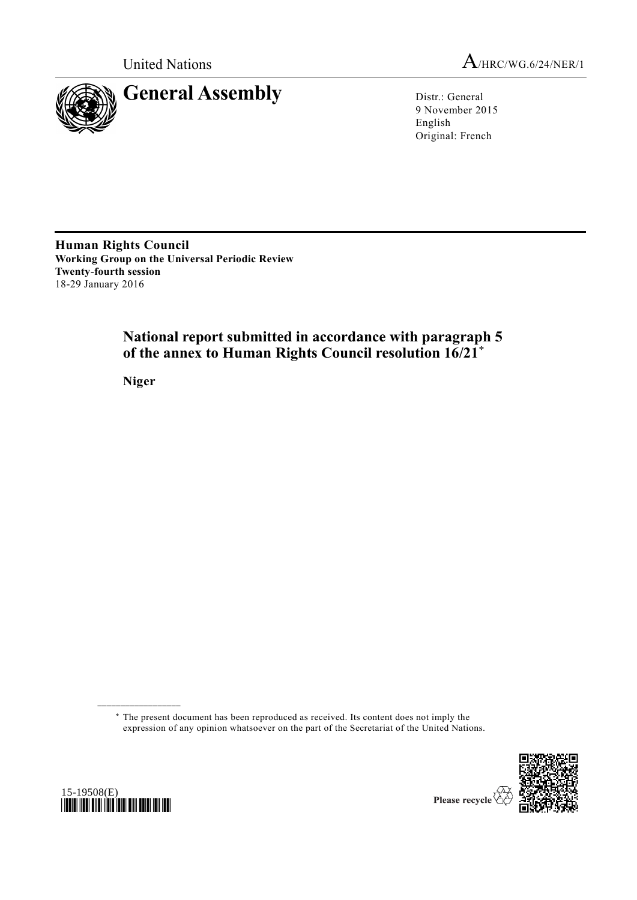United Nations

A/HRC/WG.6/24/NER/1

# General Assembly

Distr.: General
9 November 2015
English
Original: French

**Human Rights Council**
**Working Group on the Universal Periodic Review**
**Twenty-fourth session**
18-29 January 2016

## National report submitted in accordance with paragraph 5 of the annex to Human Rights Council resolution 16/21*

**Niger**

\* The present document has been reproduced as received. Its content does not imply the expression of any opinion whatsoever on the part of the Secretariat of the United Nations.

15-19508(E)

Please recycle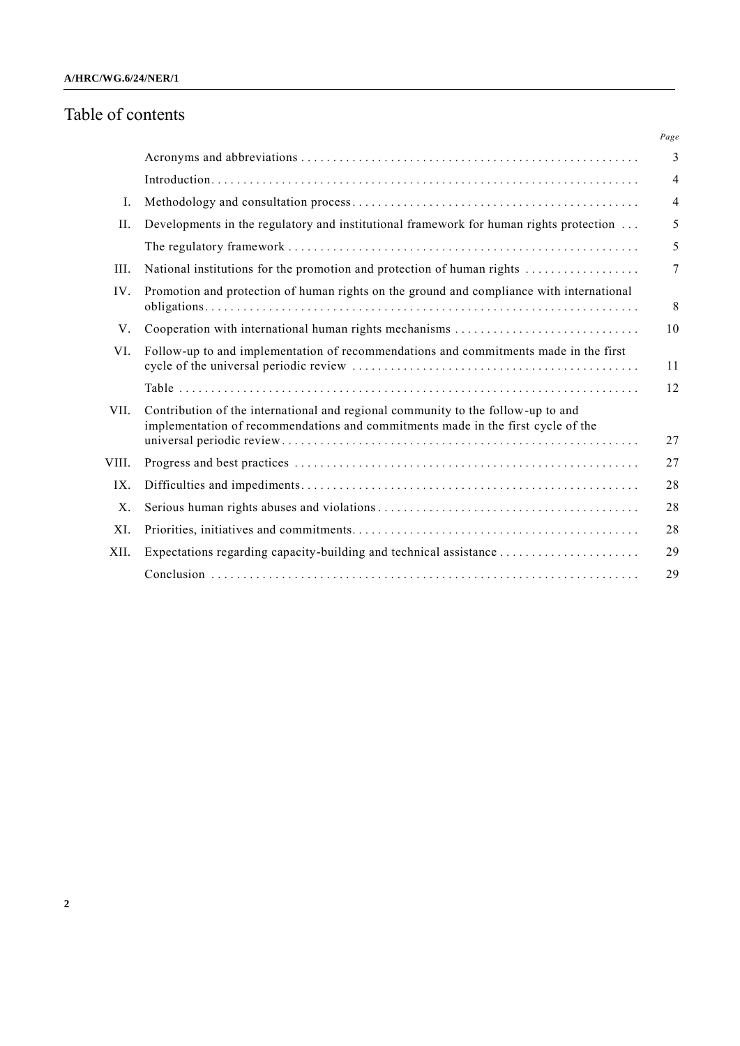# Table of contents

| | | Page |
|---|---|---|
| | Acronyms and abbreviations | 3 |
| | Introduction | 4 |
| I. | Methodology and consultation process | 4 |
| II. | Developments in the regulatory and institutional framework for human rights protection | 5 |
| | The regulatory framework | 5 |
| III. | National institutions for the promotion and protection of human rights | 7 |
| IV. | Promotion and protection of human rights on the ground and compliance with international obligations | 8 |
| V. | Cooperation with international human rights mechanisms | 10 |
| VI. | Follow-up to and implementation of recommendations and commitments made in the first cycle of the universal periodic review | 11 |
| | Table | 12 |
| VII. | Contribution of the international and regional community to the follow-up to and implementation of recommendations and commitments made in the first cycle of the universal periodic review | 27 |
| VIII. | Progress and best practices | 27 |
| IX. | Difficulties and impediments | 28 |
| X. | Serious human rights abuses and violations | 28 |
| XI. | Priorities, initiatives and commitments | 28 |
| XII. | Expectations regarding capacity-building and technical assistance | 29 |
| | Conclusion | 29 |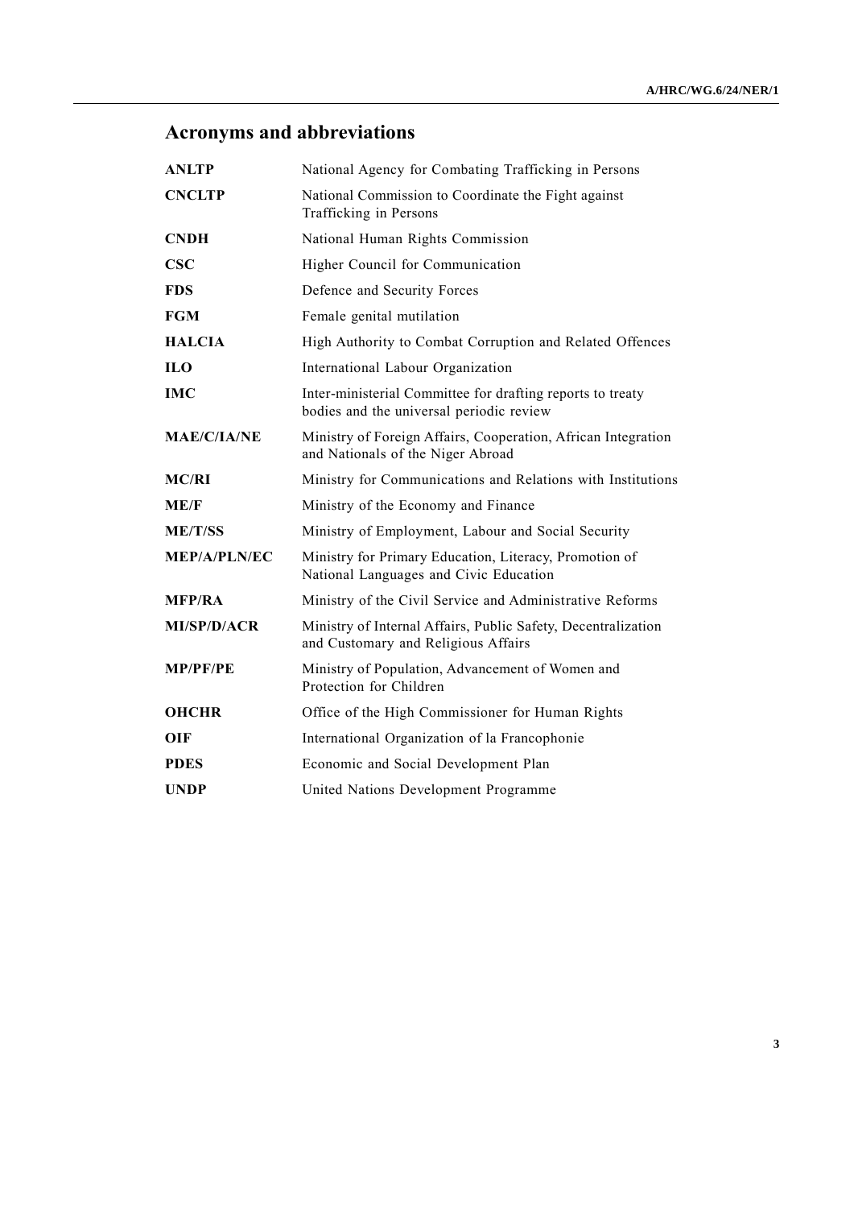# Acronyms and abbreviations

| | |
|---|---|
| **ANLTP** | National Agency for Combating Trafficking in Persons |
| **CNCLTP** | National Commission to Coordinate the Fight against Trafficking in Persons |
| **CNDH** | National Human Rights Commission |
| **CSC** | Higher Council for Communication |
| **FDS** | Defence and Security Forces |
| **FGM** | Female genital mutilation |
| **HALCIA** | High Authority to Combat Corruption and Related Offences |
| **ILO** | International Labour Organization |
| **IMC** | Inter-ministerial Committee for drafting reports to treaty bodies and the universal periodic review |
| **MAE/C/IA/NE** | Ministry of Foreign Affairs, Cooperation, African Integration and Nationals of the Niger Abroad |
| **MC/RI** | Ministry for Communications and Relations with Institutions |
| **ME/F** | Ministry of the Economy and Finance |
| **ME/T/SS** | Ministry of Employment, Labour and Social Security |
| **MEP/A/PLN/EC** | Ministry for Primary Education, Literacy, Promotion of National Languages and Civic Education |
| **MFP/RA** | Ministry of the Civil Service and Administrative Reforms |
| **MI/SP/D/ACR** | Ministry of Internal Affairs, Public Safety, Decentralization and Customary and Religious Affairs |
| **MP/PF/PE** | Ministry of Population, Advancement of Women and Protection for Children |
| **OHCHR** | Office of the High Commissioner for Human Rights |
| **OIF** | International Organization of la Francophonie |
| **PDES** | Economic and Social Development Plan |
| **UNDP** | United Nations Development Programme |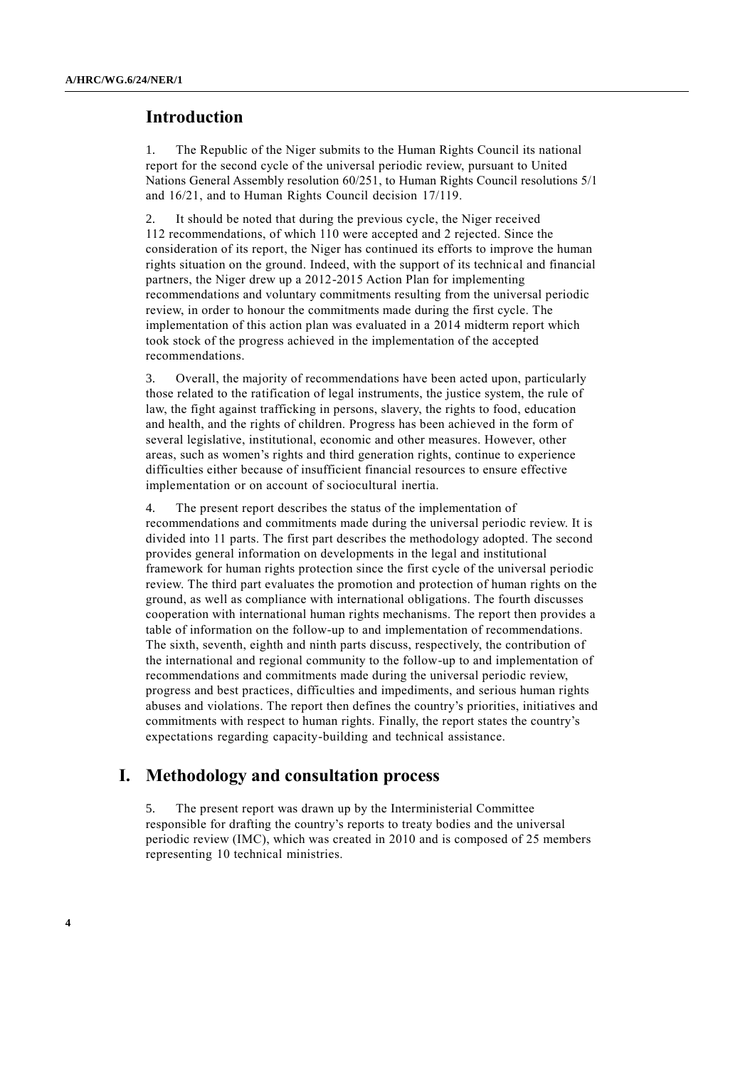## Introduction

1. The Republic of the Niger submits to the Human Rights Council its national report for the second cycle of the universal periodic review, pursuant to United Nations General Assembly resolution 60/251, to Human Rights Council resolutions 5/1 and 16/21, and to Human Rights Council decision 17/119.

2. It should be noted that during the previous cycle, the Niger received 112 recommendations, of which 110 were accepted and 2 rejected. Since the consideration of its report, the Niger has continued its efforts to improve the human rights situation on the ground. Indeed, with the support of its technical and financial partners, the Niger drew up a 2012-2015 Action Plan for implementing recommendations and voluntary commitments resulting from the universal periodic review, in order to honour the commitments made during the first cycle. The implementation of this action plan was evaluated in a 2014 midterm report which took stock of the progress achieved in the implementation of the accepted recommendations.

3. Overall, the majority of recommendations have been acted upon, particularly those related to the ratification of legal instruments, the justice system, the rule of law, the fight against trafficking in persons, slavery, the rights to food, education and health, and the rights of children. Progress has been achieved in the form of several legislative, institutional, economic and other measures. However, other areas, such as women's rights and third generation rights, continue to experience difficulties either because of insufficient financial resources to ensure effective implementation or on account of sociocultural inertia.

4. The present report describes the status of the implementation of recommendations and commitments made during the universal periodic review. It is divided into 11 parts. The first part describes the methodology adopted. The second provides general information on developments in the legal and institutional framework for human rights protection since the first cycle of the universal periodic review. The third part evaluates the promotion and protection of human rights on the ground, as well as compliance with international obligations. The fourth discusses cooperation with international human rights mechanisms. The report then provides a table of information on the follow-up to and implementation of recommendations. The sixth, seventh, eighth and ninth parts discuss, respectively, the contribution of the international and regional community to the follow-up to and implementation of recommendations and commitments made during the universal periodic review, progress and best practices, difficulties and impediments, and serious human rights abuses and violations. The report then defines the country's priorities, initiatives and commitments with respect to human rights. Finally, the report states the country's expectations regarding capacity-building and technical assistance.

## I. Methodology and consultation process

5. The present report was drawn up by the Interministerial Committee responsible for drafting the country's reports to treaty bodies and the universal periodic review (IMC), which was created in 2010 and is composed of 25 members representing 10 technical ministries.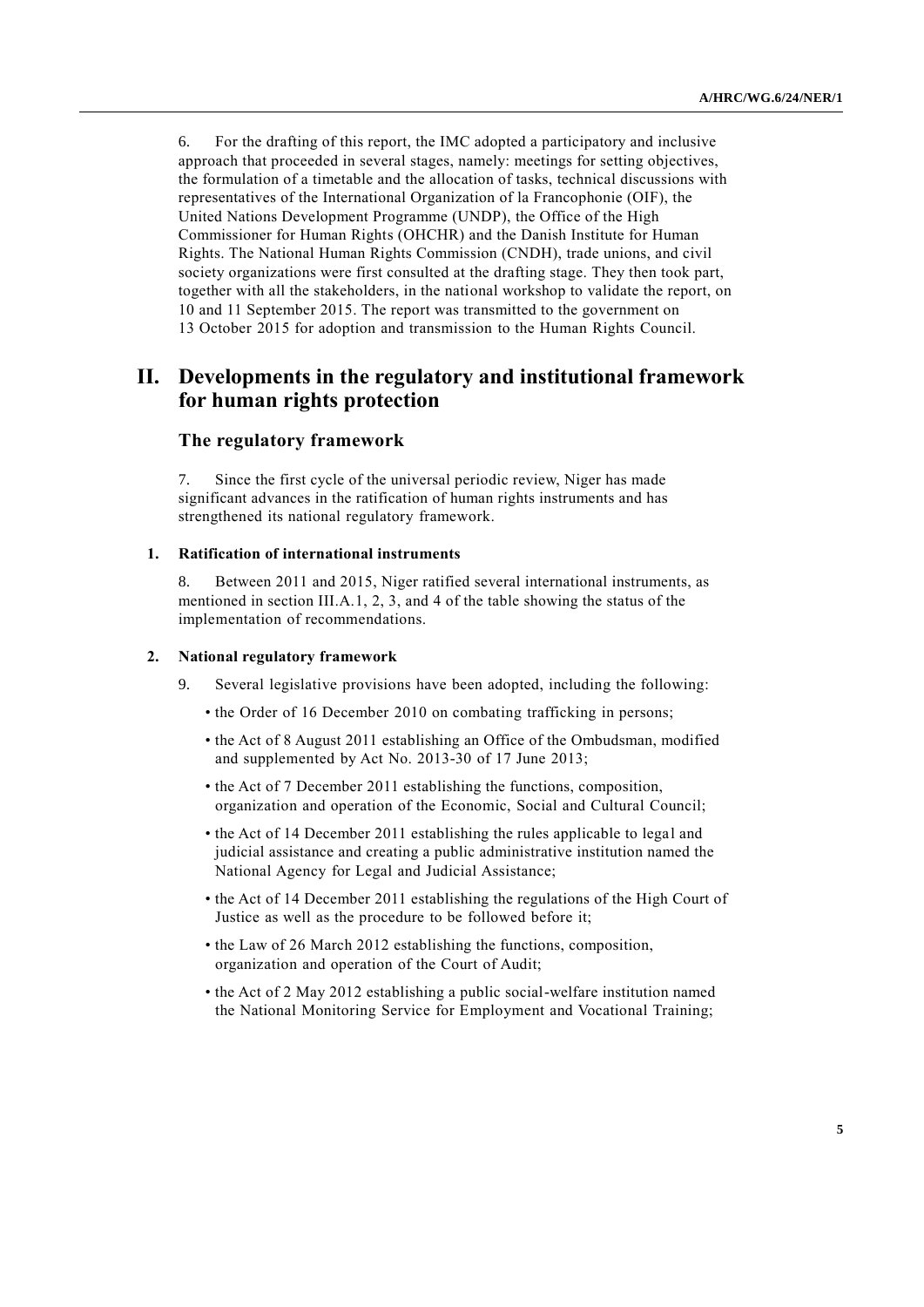6. For the drafting of this report, the IMC adopted a participatory and inclusive approach that proceeded in several stages, namely: meetings for setting objectives, the formulation of a timetable and the allocation of tasks, technical discussions with representatives of the International Organization of la Francophonie (OIF), the United Nations Development Programme (UNDP), the Office of the High Commissioner for Human Rights (OHCHR) and the Danish Institute for Human Rights. The National Human Rights Commission (CNDH), trade unions, and civil society organizations were first consulted at the drafting stage. They then took part, together with all the stakeholders, in the national workshop to validate the report, on 10 and 11 September 2015. The report was transmitted to the government on 13 October 2015 for adoption and transmission to the Human Rights Council.

## II. Developments in the regulatory and institutional framework for human rights protection

### The regulatory framework

7. Since the first cycle of the universal periodic review, Niger has made significant advances in the ratification of human rights instruments and has strengthened its national regulatory framework.

#### 1. Ratification of international instruments

8. Between 2011 and 2015, Niger ratified several international instruments, as mentioned in section III.A.1, 2, 3, and 4 of the table showing the status of the implementation of recommendations.

#### 2. National regulatory framework

9. Several legislative provisions have been adopted, including the following:

- the Order of 16 December 2010 on combating trafficking in persons;
- the Act of 8 August 2011 establishing an Office of the Ombudsman, modified and supplemented by Act No. 2013-30 of 17 June 2013;
- the Act of 7 December 2011 establishing the functions, composition, organization and operation of the Economic, Social and Cultural Council;
- the Act of 14 December 2011 establishing the rules applicable to legal and judicial assistance and creating a public administrative institution named the National Agency for Legal and Judicial Assistance;
- the Act of 14 December 2011 establishing the regulations of the High Court of Justice as well as the procedure to be followed before it;
- the Law of 26 March 2012 establishing the functions, composition, organization and operation of the Court of Audit;
- the Act of 2 May 2012 establishing a public social-welfare institution named the National Monitoring Service for Employment and Vocational Training;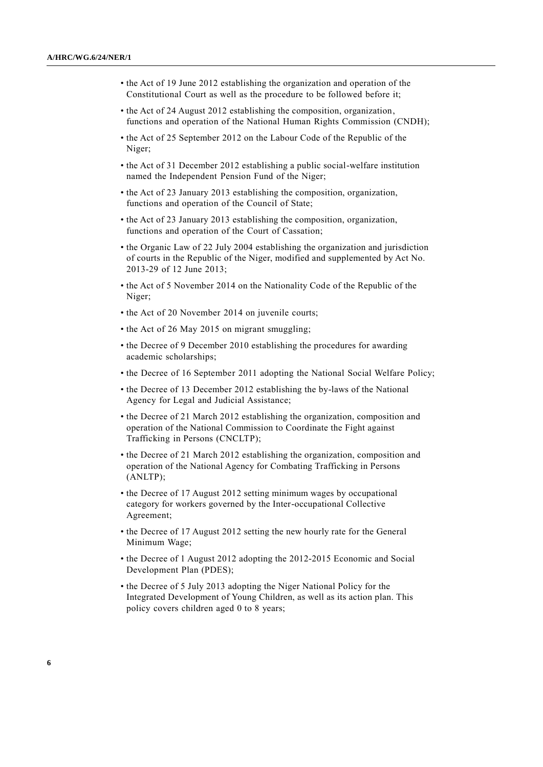- the Act of 19 June 2012 establishing the organization and operation of the Constitutional Court as well as the procedure to be followed before it;
- the Act of 24 August 2012 establishing the composition, organization, functions and operation of the National Human Rights Commission (CNDH);
- the Act of 25 September 2012 on the Labour Code of the Republic of the Niger;
- the Act of 31 December 2012 establishing a public social-welfare institution named the Independent Pension Fund of the Niger;
- the Act of 23 January 2013 establishing the composition, organization, functions and operation of the Council of State;
- the Act of 23 January 2013 establishing the composition, organization, functions and operation of the Court of Cassation;
- the Organic Law of 22 July 2004 establishing the organization and jurisdiction of courts in the Republic of the Niger, modified and supplemented by Act No. 2013-29 of 12 June 2013;
- the Act of 5 November 2014 on the Nationality Code of the Republic of the Niger;
- the Act of 20 November 2014 on juvenile courts;
- the Act of 26 May 2015 on migrant smuggling;
- the Decree of 9 December 2010 establishing the procedures for awarding academic scholarships;
- the Decree of 16 September 2011 adopting the National Social Welfare Policy;
- the Decree of 13 December 2012 establishing the by-laws of the National Agency for Legal and Judicial Assistance;
- the Decree of 21 March 2012 establishing the organization, composition and operation of the National Commission to Coordinate the Fight against Trafficking in Persons (CNCLTP);
- the Decree of 21 March 2012 establishing the organization, composition and operation of the National Agency for Combating Trafficking in Persons (ANLTP);
- the Decree of 17 August 2012 setting minimum wages by occupational category for workers governed by the Inter-occupational Collective Agreement;
- the Decree of 17 August 2012 setting the new hourly rate for the General Minimum Wage;
- the Decree of 1 August 2012 adopting the 2012-2015 Economic and Social Development Plan (PDES);
- the Decree of 5 July 2013 adopting the Niger National Policy for the Integrated Development of Young Children, as well as its action plan. This policy covers children aged 0 to 8 years;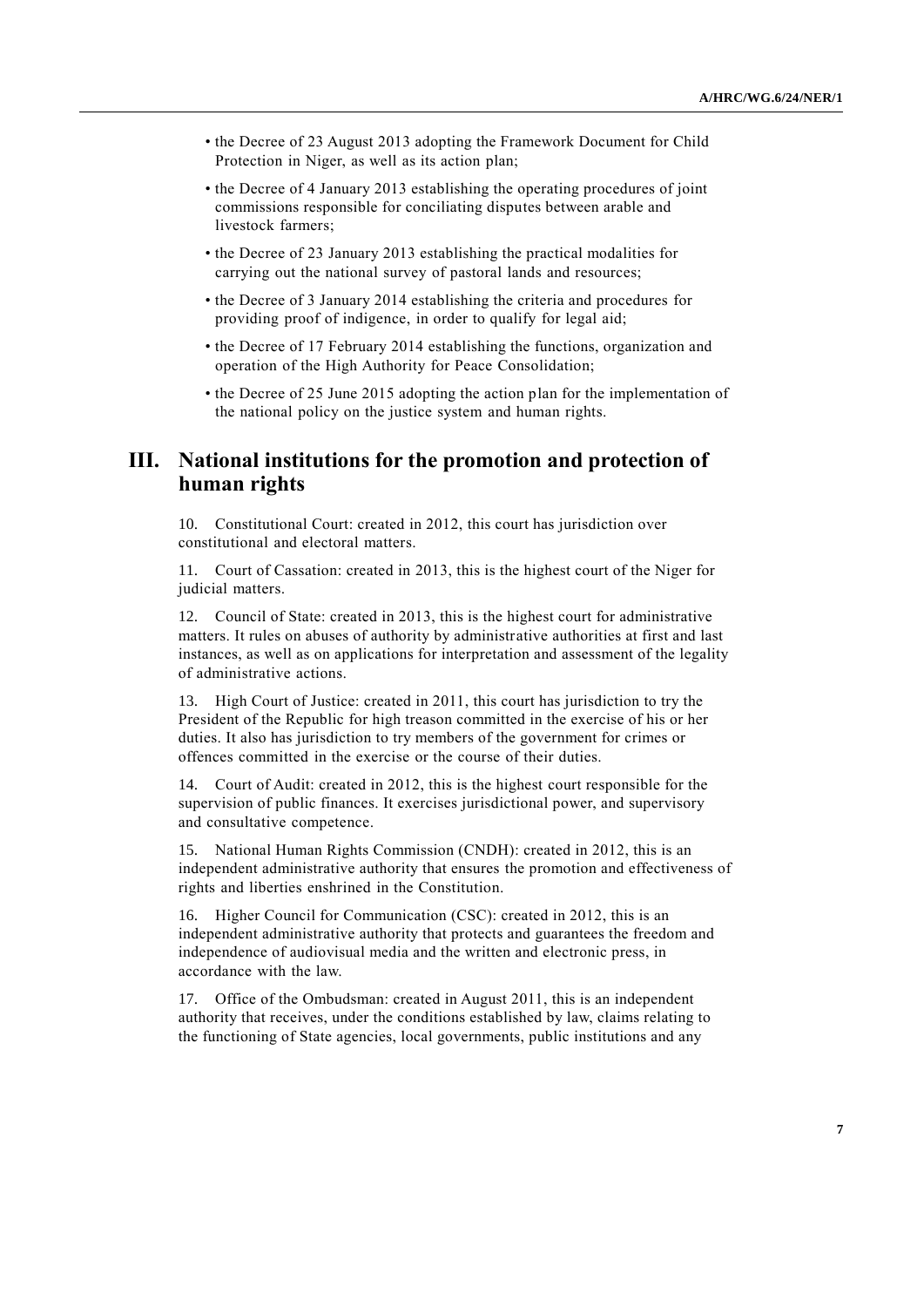- the Decree of 23 August 2013 adopting the Framework Document for Child Protection in Niger, as well as its action plan;
- the Decree of 4 January 2013 establishing the operating procedures of joint commissions responsible for conciliating disputes between arable and livestock farmers;
- the Decree of 23 January 2013 establishing the practical modalities for carrying out the national survey of pastoral lands and resources;
- the Decree of 3 January 2014 establishing the criteria and procedures for providing proof of indigence, in order to qualify for legal aid;
- the Decree of 17 February 2014 establishing the functions, organization and operation of the High Authority for Peace Consolidation;
- the Decree of 25 June 2015 adopting the action plan for the implementation of the national policy on the justice system and human rights.

## III. National institutions for the promotion and protection of human rights

10. Constitutional Court: created in 2012, this court has jurisdiction over constitutional and electoral matters.

11. Court of Cassation: created in 2013, this is the highest court of the Niger for judicial matters.

12. Council of State: created in 2013, this is the highest court for administrative matters. It rules on abuses of authority by administrative authorities at first and last instances, as well as on applications for interpretation and assessment of the legality of administrative actions.

13. High Court of Justice: created in 2011, this court has jurisdiction to try the President of the Republic for high treason committed in the exercise of his or her duties. It also has jurisdiction to try members of the government for crimes or offences committed in the exercise or the course of their duties.

14. Court of Audit: created in 2012, this is the highest court responsible for the supervision of public finances. It exercises jurisdictional power, and supervisory and consultative competence.

15. National Human Rights Commission (CNDH): created in 2012, this is an independent administrative authority that ensures the promotion and effectiveness of rights and liberties enshrined in the Constitution.

16. Higher Council for Communication (CSC): created in 2012, this is an independent administrative authority that protects and guarantees the freedom and independence of audiovisual media and the written and electronic press, in accordance with the law.

17. Office of the Ombudsman: created in August 2011, this is an independent authority that receives, under the conditions established by law, claims relating to the functioning of State agencies, local governments, public institutions and any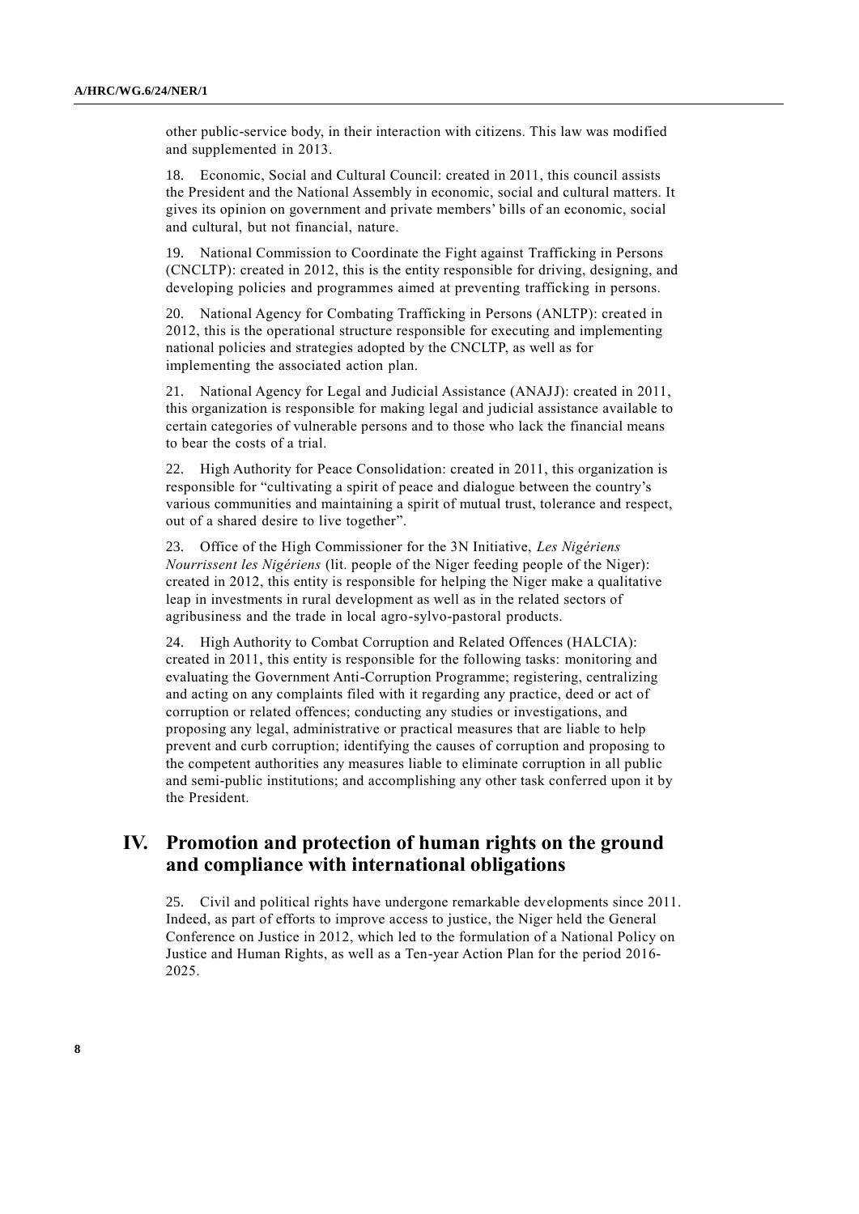other public-service body, in their interaction with citizens. This law was modified and supplemented in 2013.

18. Economic, Social and Cultural Council: created in 2011, this council assists the President and the National Assembly in economic, social and cultural matters. It gives its opinion on government and private members' bills of an economic, social and cultural, but not financial, nature.

19. National Commission to Coordinate the Fight against Trafficking in Persons (CNCLTP): created in 2012, this is the entity responsible for driving, designing, and developing policies and programmes aimed at preventing trafficking in persons.

20. National Agency for Combating Trafficking in Persons (ANLTP): created in 2012, this is the operational structure responsible for executing and implementing national policies and strategies adopted by the CNCLTP, as well as for implementing the associated action plan.

21. National Agency for Legal and Judicial Assistance (ANAJJ): created in 2011, this organization is responsible for making legal and judicial assistance available to certain categories of vulnerable persons and to those who lack the financial means to bear the costs of a trial.

22. High Authority for Peace Consolidation: created in 2011, this organization is responsible for "cultivating a spirit of peace and dialogue between the country's various communities and maintaining a spirit of mutual trust, tolerance and respect, out of a shared desire to live together".

23. Office of the High Commissioner for the 3N Initiative, *Les Nigériens Nourrissent les Nigériens* (lit. people of the Niger feeding people of the Niger): created in 2012, this entity is responsible for helping the Niger make a qualitative leap in investments in rural development as well as in the related sectors of agribusiness and the trade in local agro-sylvo-pastoral products.

24. High Authority to Combat Corruption and Related Offences (HALCIA): created in 2011, this entity is responsible for the following tasks: monitoring and evaluating the Government Anti-Corruption Programme; registering, centralizing and acting on any complaints filed with it regarding any practice, deed or act of corruption or related offences; conducting any studies or investigations, and proposing any legal, administrative or practical measures that are liable to help prevent and curb corruption; identifying the causes of corruption and proposing to the competent authorities any measures liable to eliminate corruption in all public and semi-public institutions; and accomplishing any other task conferred upon it by the President.

## IV. Promotion and protection of human rights on the ground and compliance with international obligations

25. Civil and political rights have undergone remarkable developments since 2011. Indeed, as part of efforts to improve access to justice, the Niger held the General Conference on Justice in 2012, which led to the formulation of a National Policy on Justice and Human Rights, as well as a Ten-year Action Plan for the period 2016-2025.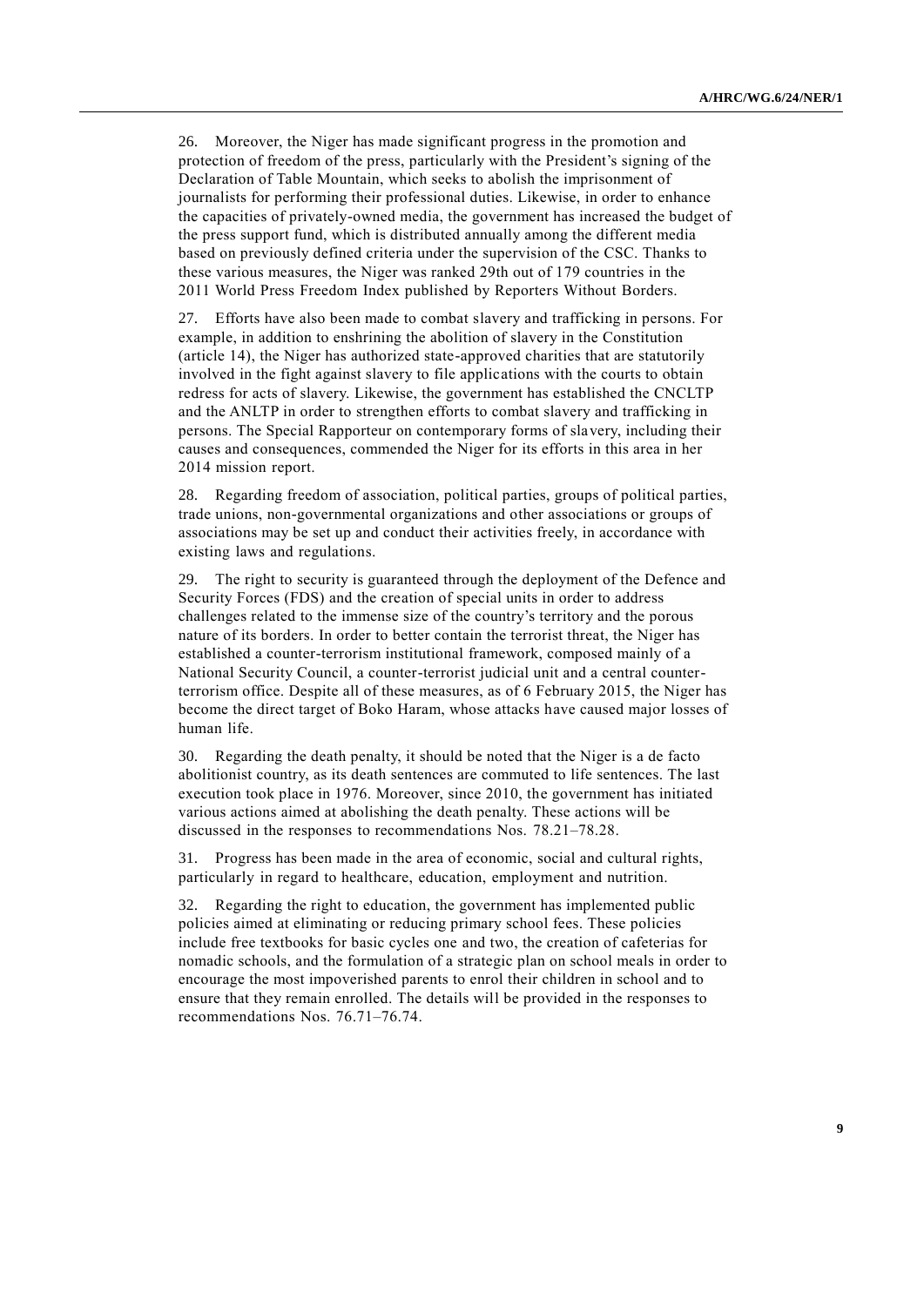26. Moreover, the Niger has made significant progress in the promotion and protection of freedom of the press, particularly with the President's signing of the Declaration of Table Mountain, which seeks to abolish the imprisonment of journalists for performing their professional duties. Likewise, in order to enhance the capacities of privately-owned media, the government has increased the budget of the press support fund, which is distributed annually among the different media based on previously defined criteria under the supervision of the CSC. Thanks to these various measures, the Niger was ranked 29th out of 179 countries in the 2011 World Press Freedom Index published by Reporters Without Borders.

27. Efforts have also been made to combat slavery and trafficking in persons. For example, in addition to enshrining the abolition of slavery in the Constitution (article 14), the Niger has authorized state-approved charities that are statutorily involved in the fight against slavery to file applications with the courts to obtain redress for acts of slavery. Likewise, the government has established the CNCLTP and the ANLTP in order to strengthen efforts to combat slavery and trafficking in persons. The Special Rapporteur on contemporary forms of slavery, including their causes and consequences, commended the Niger for its efforts in this area in her 2014 mission report.

28. Regarding freedom of association, political parties, groups of political parties, trade unions, non-governmental organizations and other associations or groups of associations may be set up and conduct their activities freely, in accordance with existing laws and regulations.

29. The right to security is guaranteed through the deployment of the Defence and Security Forces (FDS) and the creation of special units in order to address challenges related to the immense size of the country's territory and the porous nature of its borders. In order to better contain the terrorist threat, the Niger has established a counter-terrorism institutional framework, composed mainly of a National Security Council, a counter-terrorist judicial unit and a central counter-terrorism office. Despite all of these measures, as of 6 February 2015, the Niger has become the direct target of Boko Haram, whose attacks have caused major losses of human life.

30. Regarding the death penalty, it should be noted that the Niger is a de facto abolitionist country, as its death sentences are commuted to life sentences. The last execution took place in 1976. Moreover, since 2010, the government has initiated various actions aimed at abolishing the death penalty. These actions will be discussed in the responses to recommendations Nos. 78.21–78.28.

31. Progress has been made in the area of economic, social and cultural rights, particularly in regard to healthcare, education, employment and nutrition.

32. Regarding the right to education, the government has implemented public policies aimed at eliminating or reducing primary school fees. These policies include free textbooks for basic cycles one and two, the creation of cafeterias for nomadic schools, and the formulation of a strategic plan on school meals in order to encourage the most impoverished parents to enrol their children in school and to ensure that they remain enrolled. The details will be provided in the responses to recommendations Nos. 76.71–76.74.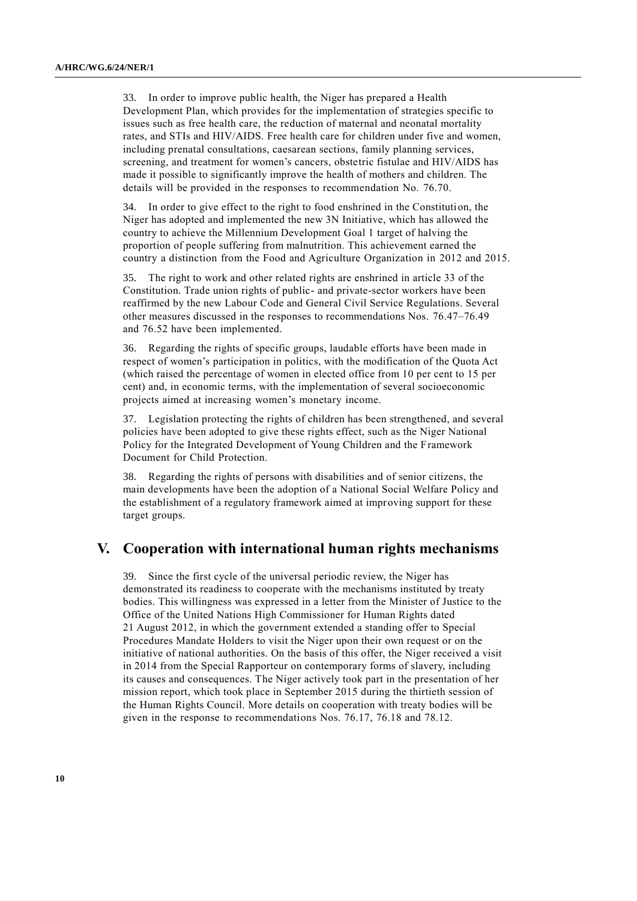33. In order to improve public health, the Niger has prepared a Health Development Plan, which provides for the implementation of strategies specific to issues such as free health care, the reduction of maternal and neonatal mortality rates, and STIs and HIV/AIDS. Free health care for children under five and women, including prenatal consultations, caesarean sections, family planning services, screening, and treatment for women's cancers, obstetric fistulae and HIV/AIDS has made it possible to significantly improve the health of mothers and children. The details will be provided in the responses to recommendation No. 76.70.

34. In order to give effect to the right to food enshrined in the Constitution, the Niger has adopted and implemented the new 3N Initiative, which has allowed the country to achieve the Millennium Development Goal 1 target of halving the proportion of people suffering from malnutrition. This achievement earned the country a distinction from the Food and Agriculture Organization in 2012 and 2015.

35. The right to work and other related rights are enshrined in article 33 of the Constitution. Trade union rights of public- and private-sector workers have been reaffirmed by the new Labour Code and General Civil Service Regulations. Several other measures discussed in the responses to recommendations Nos. 76.47–76.49 and 76.52 have been implemented.

36. Regarding the rights of specific groups, laudable efforts have been made in respect of women's participation in politics, with the modification of the Quota Act (which raised the percentage of women in elected office from 10 per cent to 15 per cent) and, in economic terms, with the implementation of several socioeconomic projects aimed at increasing women's monetary income.

37. Legislation protecting the rights of children has been strengthened, and several policies have been adopted to give these rights effect, such as the Niger National Policy for the Integrated Development of Young Children and the Framework Document for Child Protection.

38. Regarding the rights of persons with disabilities and of senior citizens, the main developments have been the adoption of a National Social Welfare Policy and the establishment of a regulatory framework aimed at improving support for these target groups.

## V. Cooperation with international human rights mechanisms

39. Since the first cycle of the universal periodic review, the Niger has demonstrated its readiness to cooperate with the mechanisms instituted by treaty bodies. This willingness was expressed in a letter from the Minister of Justice to the Office of the United Nations High Commissioner for Human Rights dated 21 August 2012, in which the government extended a standing offer to Special Procedures Mandate Holders to visit the Niger upon their own request or on the initiative of national authorities. On the basis of this offer, the Niger received a visit in 2014 from the Special Rapporteur on contemporary forms of slavery, including its causes and consequences. The Niger actively took part in the presentation of her mission report, which took place in September 2015 during the thirtieth session of the Human Rights Council. More details on cooperation with treaty bodies will be given in the response to recommendations Nos. 76.17, 76.18 and 78.12.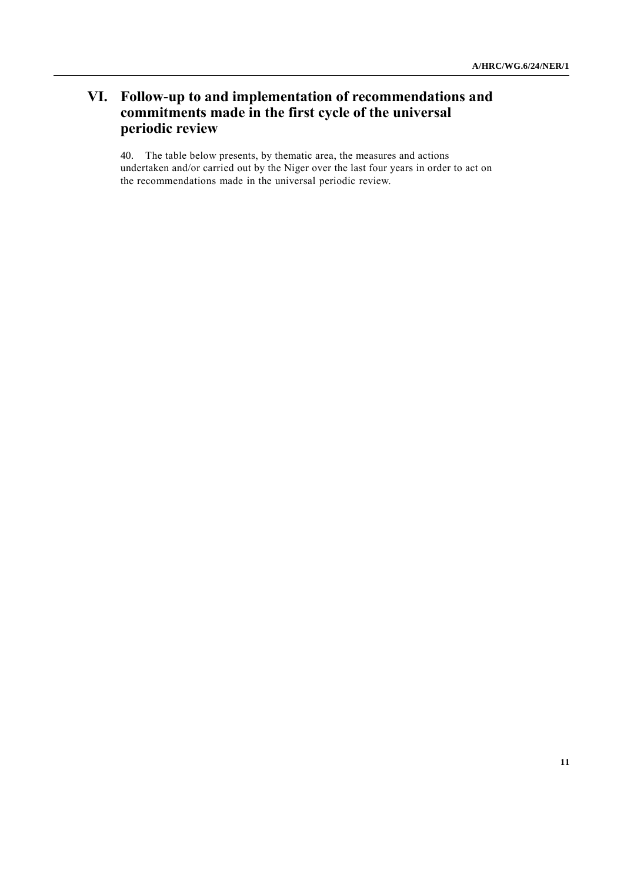# VI. Follow-up to and implementation of recommendations and commitments made in the first cycle of the universal periodic review

40. The table below presents, by thematic area, the measures and actions undertaken and/or carried out by the Niger over the last four years in order to act on the recommendations made in the universal periodic review.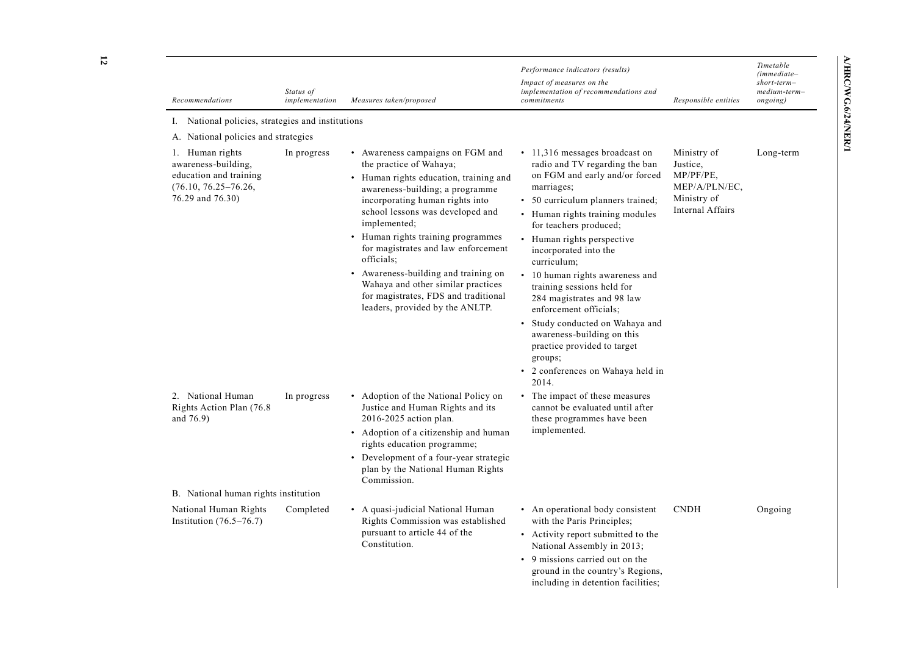| Recommendations | Status of implementation | Measures taken/proposed | Performance indicators (results) Impact of measures on the implementation of recommendations and commitments | Responsible entities | Timetable (immediate–short-term–medium-term–ongoing) |
|---|---|---|---|---|---|
| I. National policies, strategies and institutions | | | | | |
| A. National policies and strategies | | | | | |
| 1. Human rights awareness-building, education and training (76.10, 76.25–76.26, 76.29 and 76.30) | In progress | • Awareness campaigns on FGM and the practice of Wahaya;<br>• Human rights education, training and awareness-building; a programme incorporating human rights into school lessons was developed and implemented;<br>• Human rights training programmes for magistrates and law enforcement officials;<br>• Awareness-building and training on Wahaya and other similar practices for magistrates, FDS and traditional leaders, provided by the ANLTP. | • 11,316 messages broadcast on radio and TV regarding the ban on FGM and early and/or forced marriages;<br>• 50 curriculum planners trained;<br>• Human rights training modules for teachers produced;<br>• Human rights perspective incorporated into the curriculum;<br>• 10 human rights awareness and training sessions held for 284 magistrates and 98 law enforcement officials;<br>• Study conducted on Wahaya and awareness-building on this practice provided to target groups;<br>• 2 conferences on Wahaya held in 2014. | Ministry of Justice, MP/PF/PE, MEP/A/PLN/EC, Ministry of Internal Affairs | Long-term |
| 2. National Human Rights Action Plan (76.8 and 76.9) | In progress | • Adoption of the National Policy on Justice and Human Rights and its 2016-2025 action plan.<br>• Adoption of a citizenship and human rights education programme;<br>• Development of a four-year strategic plan by the National Human Rights Commission. | • The impact of these measures cannot be evaluated until after these programmes have been implemented. | | |
| B. National human rights institution | | | | | |
| National Human Rights Institution (76.5–76.7) | Completed | • A quasi-judicial National Human Rights Commission was established pursuant to article 44 of the Constitution. | • An operational body consistent with the Paris Principles;<br>• Activity report submitted to the National Assembly in 2013;<br>• 9 missions carried out on the ground in the country's Regions, including in detention facilities; | CNDH | Ongoing |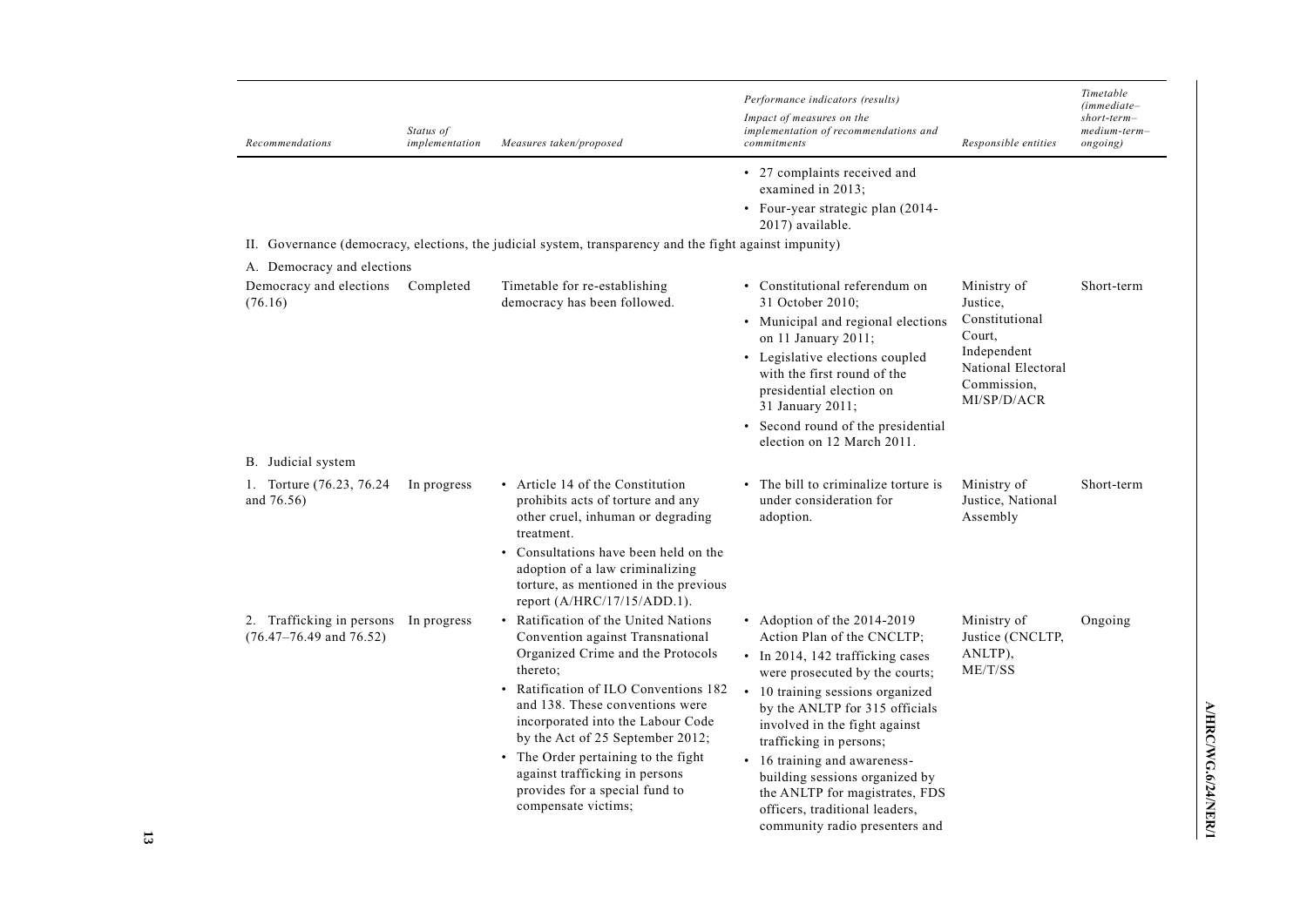| Recommendations | Status of implementation | Measures taken/proposed | Performance indicators (results) Impact of measures on the implementation of recommendations and commitments | Responsible entities | Timetable (immediate–short-term–medium-term–ongoing) |
|---|---|---|---|---|---|
| | | | • 27 complaints received and examined in 2013; • Four-year strategic plan (2014-2017) available. | | |
| II. Governance (democracy, elections, the judicial system, transparency and the fight against impunity) | | | | | |
| A. Democracy and elections | | | | | |
| Democracy and elections (76.16) | Completed | Timetable for re-establishing democracy has been followed. | • Constitutional referendum on 31 October 2010; • Municipal and regional elections on 11 January 2011; • Legislative elections coupled with the first round of the presidential election on 31 January 2011; • Second round of the presidential election on 12 March 2011. | Ministry of Justice, Constitutional Court, Independent National Electoral Commission, MI/SP/D/ACR | Short-term |
| B. Judicial system | | | | | |
| 1. Torture (76.23, 76.24 and 76.56) | In progress | • Article 14 of the Constitution prohibits acts of torture and any other cruel, inhuman or degrading treatment. • Consultations have been held on the adoption of a law criminalizing torture, as mentioned in the previous report (A/HRC/17/15/ADD.1). | • The bill to criminalize torture is under consideration for adoption. | Ministry of Justice, National Assembly | Short-term |
| 2. Trafficking in persons (76.47–76.49 and 76.52) | In progress | • Ratification of the United Nations Convention against Transnational Organized Crime and the Protocols thereto; • Ratification of ILO Conventions 182 and 138. These conventions were incorporated into the Labour Code by the Act of 25 September 2012; • The Order pertaining to the fight against trafficking in persons provides for a special fund to compensate victims; | • Adoption of the 2014-2019 Action Plan of the CNCLTP; • In 2014, 142 trafficking cases were prosecuted by the courts; • 10 training sessions organized by the ANLTP for 315 officials involved in the fight against trafficking in persons; • 16 training and awareness-building sessions organized by the ANLTP for magistrates, FDS officers, traditional leaders, community radio presenters and | Ministry of Justice (CNCLTP, ANLTP), ME/T/SS | Ongoing |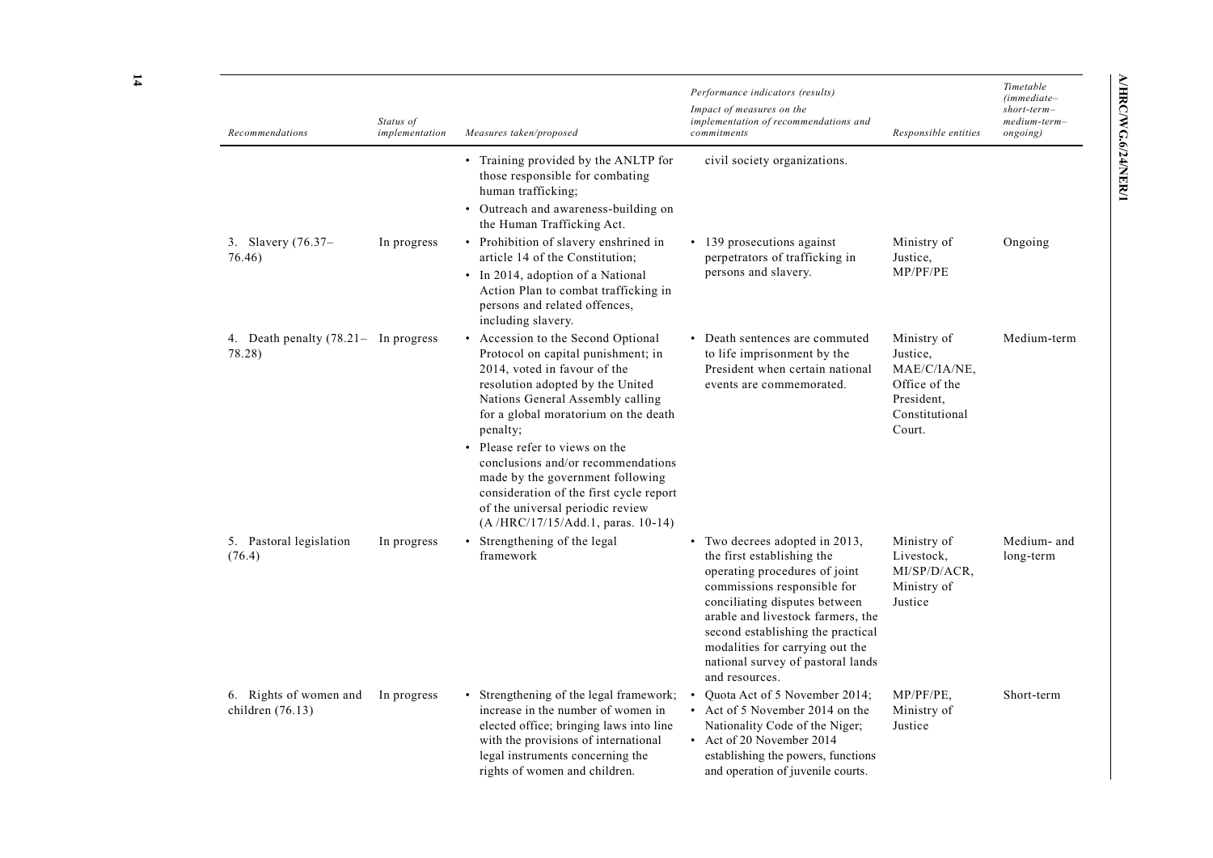| Recommendations | Status of implementation | Measures taken/proposed | Performance indicators (results) Impact of measures on the implementation of recommendations and commitments | Responsible entities | Timetable (immediate–short-term–medium-term–ongoing) |
|---|---|---|---|---|---|
| | | • Training provided by the ANLTP for those responsible for combating human trafficking;<br>• Outreach and awareness-building on the Human Trafficking Act. | civil society organizations. | | |
| 3. Slavery (76.37–76.46) | In progress | • Prohibition of slavery enshrined in article 14 of the Constitution;<br>• In 2014, adoption of a National Action Plan to combat trafficking in persons and related offences, including slavery. | • 139 prosecutions against perpetrators of trafficking in persons and slavery. | Ministry of Justice, MP/PF/PE | Ongoing |
| 4. Death penalty (78.21–78.28) | In progress | • Accession to the Second Optional Protocol on capital punishment; in 2014, voted in favour of the resolution adopted by the United Nations General Assembly calling for a global moratorium on the death penalty;<br>• Please refer to views on the conclusions and/or recommendations made by the government following consideration of the first cycle report of the universal periodic review (A /HRC/17/15/Add.1, paras. 10-14) | • Death sentences are commuted to life imprisonment by the President when certain national events are commemorated. | Ministry of Justice, MAE/C/IA/NE, Office of the President, Constitutional Court. | Medium-term |
| 5. Pastoral legislation (76.4) | In progress | • Strengthening of the legal framework | • Two decrees adopted in 2013, the first establishing the operating procedures of joint commissions responsible for conciliating disputes between arable and livestock farmers, the second establishing the practical modalities for carrying out the national survey of pastoral lands and resources. | Ministry of Livestock, MI/SP/D/ACR, Ministry of Justice | Medium- and long-term |
| 6. Rights of women and children (76.13) | In progress | • Strengthening of the legal framework; increase in the number of women in elected office; bringing laws into line with the provisions of international legal instruments concerning the rights of women and children. | • Quota Act of 5 November 2014;<br>• Act of 5 November 2014 on the Nationality Code of the Niger;<br>• Act of 20 November 2014 establishing the powers, functions and operation of juvenile courts. | MP/PF/PE, Ministry of Justice | Short-term |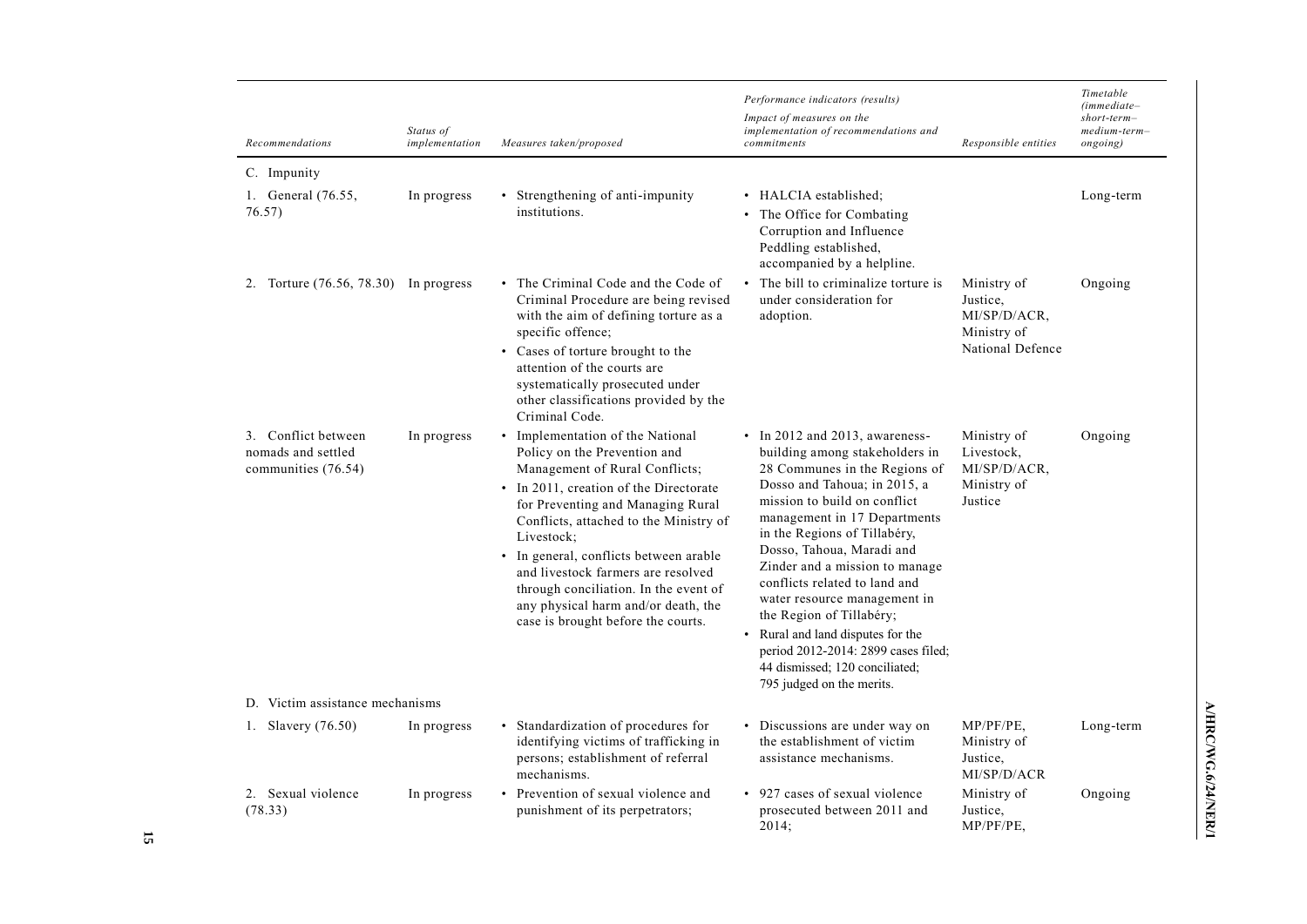| Recommendations | Status of implementation | Measures taken/proposed | Performance indicators (results) Impact of measures on the implementation of recommendations and commitments | Responsible entities | Timetable (immediate–short-term–medium-term–ongoing) |
|---|---|---|---|---|---|
| C. Impunity | | | | | |
| 1. General (76.55, 76.57) | In progress | • Strengthening of anti-impunity institutions. | • HALCIA established;<br>• The Office for Combating Corruption and Influence Peddling established, accompanied by a helpline. | | Long-term |
| 2. Torture (76.56, 78.30) | In progress | • The Criminal Code and the Code of Criminal Procedure are being revised with the aim of defining torture as a specific offence;<br>• Cases of torture brought to the attention of the courts are systematically prosecuted under other classifications provided by the Criminal Code. | • The bill to criminalize torture is under consideration for adoption. | Ministry of Justice, MI/SP/D/ACR, Ministry of National Defence | Ongoing |
| 3. Conflict between nomads and settled communities (76.54) | In progress | • Implementation of the National Policy on the Prevention and Management of Rural Conflicts;<br>• In 2011, creation of the Directorate for Preventing and Managing Rural Conflicts, attached to the Ministry of Livestock;<br>• In general, conflicts between arable and livestock farmers are resolved through conciliation. In the event of any physical harm and/or death, the case is brought before the courts. | • In 2012 and 2013, awareness-building among stakeholders in 28 Communes in the Regions of Dosso and Tahoua; in 2015, a mission to build on conflict management in 17 Departments in the Regions of Tillabéry, Dosso, Tahoua, Maradi and Zinder and a mission to manage conflicts related to land and water resource management in the Region of Tillabéry;<br>• Rural and land disputes for the period 2012-2014: 2899 cases filed; 44 dismissed; 120 conciliated; 795 judged on the merits. | Ministry of Livestock, MI/SP/D/ACR, Ministry of Justice | Ongoing |
| D. Victim assistance mechanisms | | | | | |
| 1. Slavery (76.50) | In progress | • Standardization of procedures for identifying victims of trafficking in persons; establishment of referral mechanisms. | • Discussions are under way on the establishment of victim assistance mechanisms. | MP/PF/PE, Ministry of Justice, MI/SP/D/ACR | Long-term |
| 2. Sexual violence (78.33) | In progress | • Prevention of sexual violence and punishment of its perpetrators; | • 927 cases of sexual violence prosecuted between 2011 and 2014; | Ministry of Justice, MP/PF/PE, | Ongoing |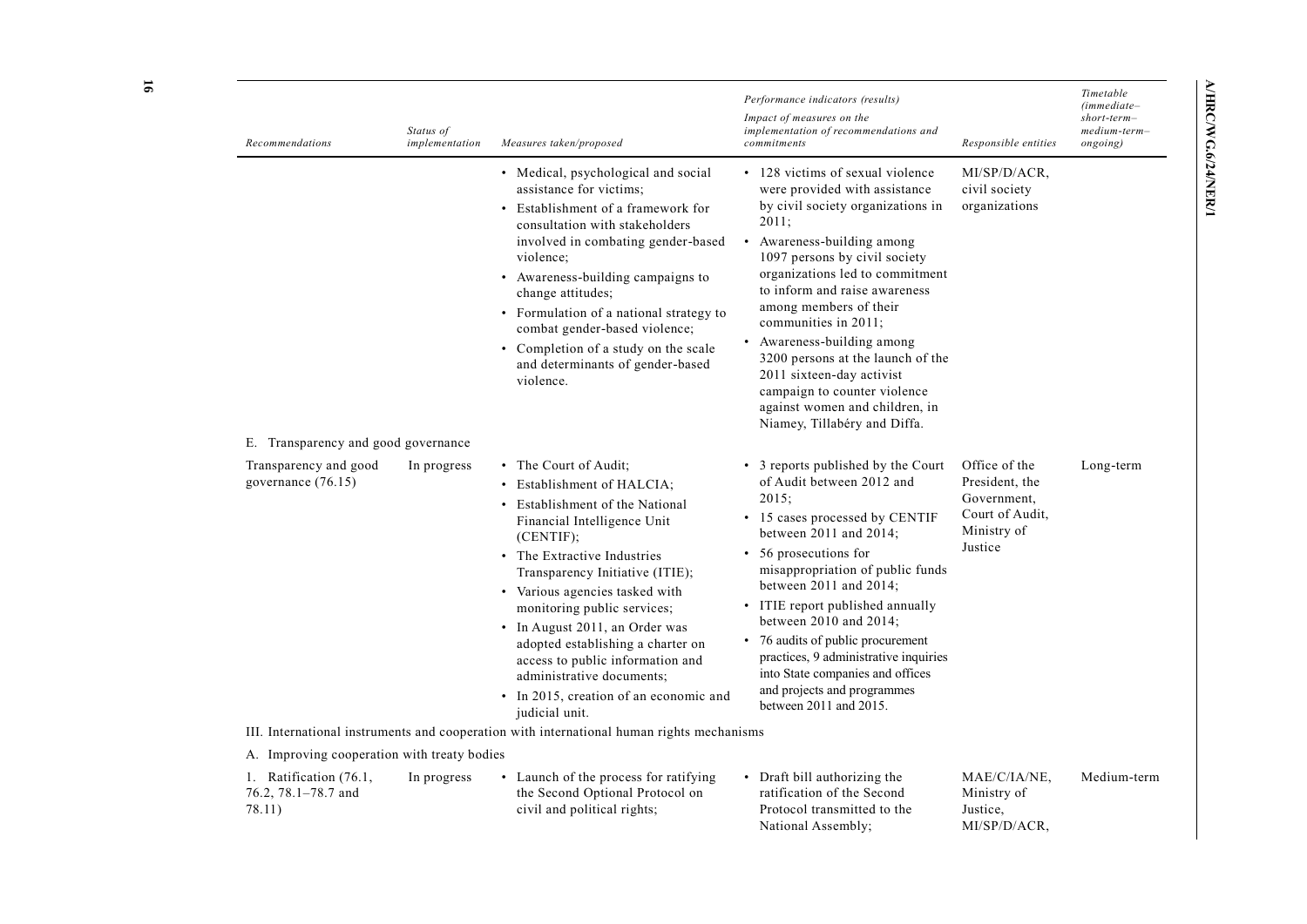| Recommendations | Status of implementation | Measures taken/proposed | Performance indicators (results) Impact of measures on the implementation of recommendations and commitments | Responsible entities | Timetable (immediate–short-term–medium-term–ongoing) |
|---|---|---|---|---|---|
| | | • Medical, psychological and social assistance for victims;<br>• Establishment of a framework for consultation with stakeholders involved in combating gender-based violence;<br>• Awareness-building campaigns to change attitudes;<br>• Formulation of a national strategy to combat gender-based violence;<br>• Completion of a study on the scale and determinants of gender-based violence. | • 128 victims of sexual violence were provided with assistance by civil society organizations in 2011;<br>• Awareness-building among 1097 persons by civil society organizations led to commitment to inform and raise awareness among members of their communities in 2011;<br>• Awareness-building among 3200 persons at the launch of the 2011 sixteen-day activist campaign to counter violence against women and children, in Niamey, Tillabéry and Diffa. | MI/SP/D/ACR, civil society organizations | |
| E. Transparency and good governance | | | | | |
| Transparency and good governance (76.15) | In progress | • The Court of Audit;<br>• Establishment of HALCIA;<br>• Establishment of the National Financial Intelligence Unit (CENTIF);<br>• The Extractive Industries Transparency Initiative (ITIE);<br>• Various agencies tasked with monitoring public services;<br>• In August 2011, an Order was adopted establishing a charter on access to public information and administrative documents;<br>• In 2015, creation of an economic and judicial unit. | • 3 reports published by the Court of Audit between 2012 and 2015;<br>• 15 cases processed by CENTIF between 2011 and 2014;<br>• 56 prosecutions for misappropriation of public funds between 2011 and 2014;<br>• ITIE report published annually between 2010 and 2014;<br>• 76 audits of public procurement practices, 9 administrative inquiries into State companies and offices and projects and programmes between 2011 and 2015. | Office of the President, the Government, Court of Audit, Ministry of Justice | Long-term |
| III. International instruments and cooperation with international human rights mechanisms | | | | | |
| A. Improving cooperation with treaty bodies | | | | | |
| 1. Ratification (76.1, 76.2, 78.1–78.7 and 78.11) | In progress | • Launch of the process for ratifying the Second Optional Protocol on civil and political rights; | • Draft bill authorizing the ratification of the Second Protocol transmitted to the National Assembly; | MAE/C/IA/NE, Ministry of Justice, MI/SP/D/ACR, | Medium-term |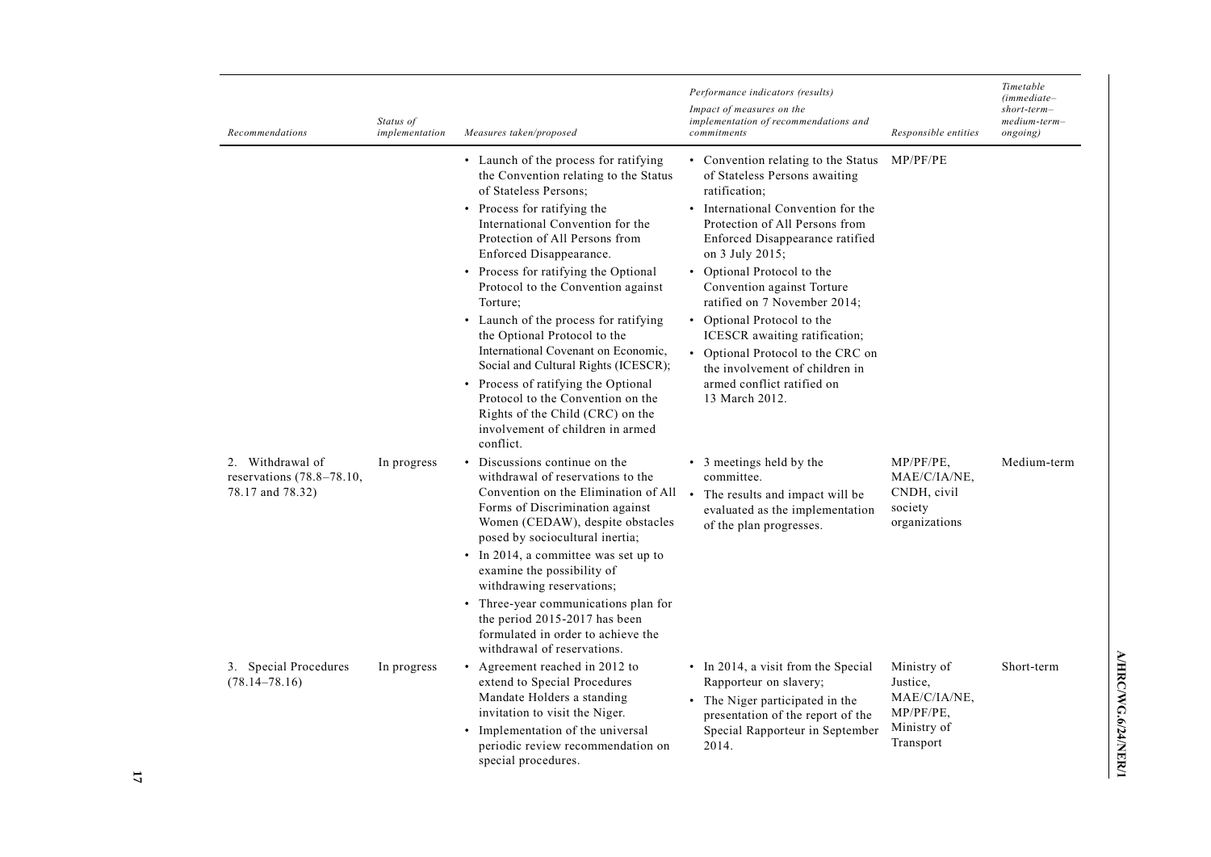| Recommendations | Status of implementation | Measures taken/proposed | Performance indicators (results) Impact of measures on the implementation of recommendations and commitments | Responsible entities | Timetable (immediate–short-term–medium-term–ongoing) |
|---|---|---|---|---|---|
| | | • Launch of the process for ratifying the Convention relating to the Status of Stateless Persons;<br>• Process for ratifying the International Convention for the Protection of All Persons from Enforced Disappearance.<br>• Process for ratifying the Optional Protocol to the Convention against Torture;<br>• Launch of the process for ratifying the Optional Protocol to the International Covenant on Economic, Social and Cultural Rights (ICESCR);<br>• Process of ratifying the Optional Protocol to the Convention on the Rights of the Child (CRC) on the involvement of children in armed conflict. | • Convention relating to the Status of Stateless Persons awaiting ratification;<br>• International Convention for the Protection of All Persons from Enforced Disappearance ratified on 3 July 2015;<br>• Optional Protocol to the Convention against Torture ratified on 7 November 2014;<br>• Optional Protocol to the ICESCR awaiting ratification;<br>• Optional Protocol to the CRC on the involvement of children in armed conflict ratified on 13 March 2012. | MP/PF/PE | |
| 2. Withdrawal of reservations (78.8–78.10, 78.17 and 78.32) | In progress | • Discussions continue on the withdrawal of reservations to the Convention on the Elimination of All Forms of Discrimination against Women (CEDAW), despite obstacles posed by sociocultural inertia;<br>• In 2014, a committee was set up to examine the possibility of withdrawing reservations;<br>• Three-year communications plan for the period 2015-2017 has been formulated in order to achieve the withdrawal of reservations. | • 3 meetings held by the committee.<br>• The results and impact will be evaluated as the implementation of the plan progresses. | MP/PF/PE, MAE/C/IA/NE, CNDH, civil society organizations | Medium-term |
| 3. Special Procedures (78.14–78.16) | In progress | • Agreement reached in 2012 to extend to Special Procedures Mandate Holders a standing invitation to visit the Niger.<br>• Implementation of the universal periodic review recommendation on special procedures. | • In 2014, a visit from the Special Rapporteur on slavery;<br>• The Niger participated in the presentation of the report of the Special Rapporteur in September 2014. | Ministry of Justice, MAE/C/IA/NE, MP/PF/PE, Ministry of Transport | Short-term |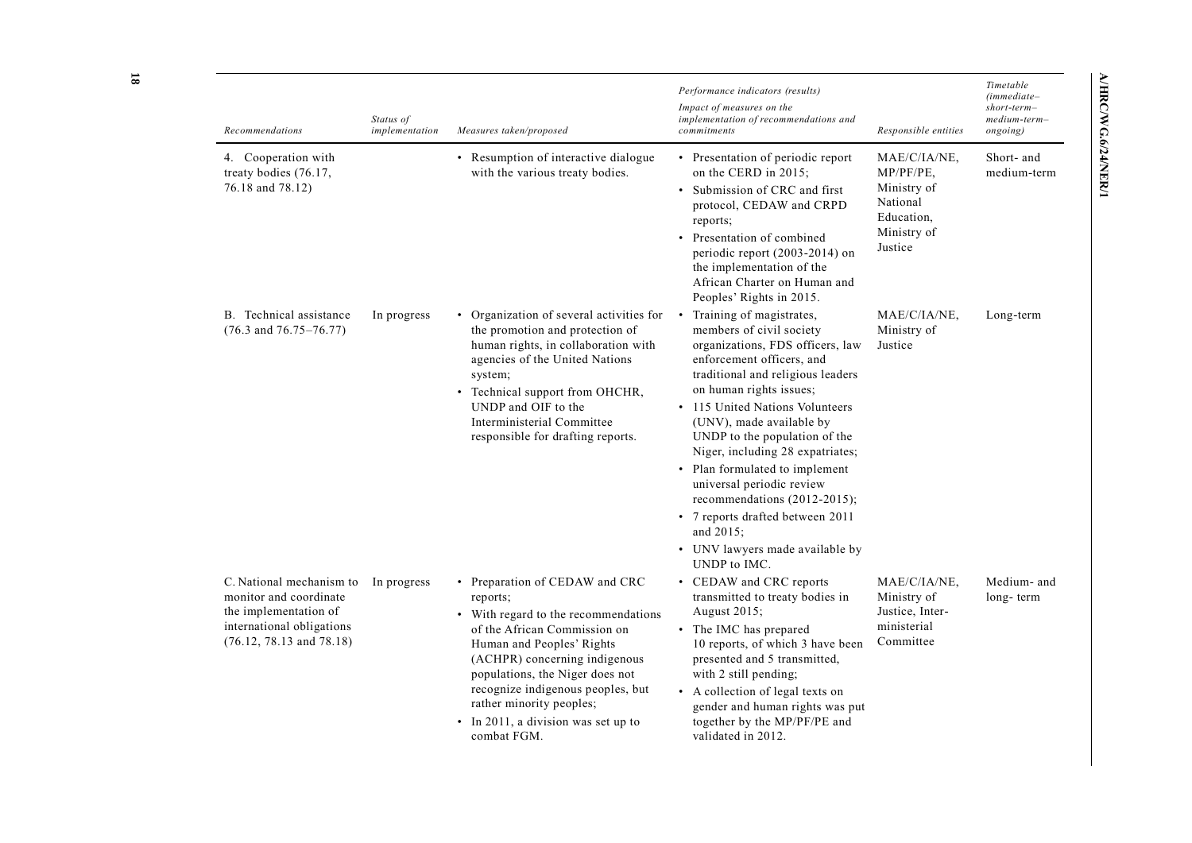| Recommendations | Status of implementation | Measures taken/proposed | Performance indicators (results) Impact of measures on the implementation of recommendations and commitments | Responsible entities | Timetable (immediate–short-term–medium-term–ongoing) |
|---|---|---|---|---|---|
| 4. Cooperation with treaty bodies (76.17, 76.18 and 78.12) | | • Resumption of interactive dialogue with the various treaty bodies. | • Presentation of periodic report on the CERD in 2015; • Submission of CRC and first protocol, CEDAW and CRPD reports; • Presentation of combined periodic report (2003-2014) on the implementation of the African Charter on Human and Peoples' Rights in 2015. | MAE/C/IA/NE, MP/PF/PE, Ministry of National Education, Ministry of Justice | Short- and medium-term |
| B. Technical assistance (76.3 and 76.75–76.77) | In progress | • Organization of several activities for the promotion and protection of human rights, in collaboration with agencies of the United Nations system; • Technical support from OHCHR, UNDP and OIF to the Interministerial Committee responsible for drafting reports. | • Training of magistrates, members of civil society organizations, FDS officers, law enforcement officers, and traditional and religious leaders on human rights issues; • 115 United Nations Volunteers (UNV), made available by UNDP to the population of the Niger, including 28 expatriates; • Plan formulated to implement universal periodic review recommendations (2012-2015); • 7 reports drafted between 2011 and 2015; • UNV lawyers made available by UNDP to IMC. | MAE/C/IA/NE, Ministry of Justice | Long-term |
| C. National mechanism to monitor and coordinate the implementation of international obligations (76.12, 78.13 and 78.18) | In progress | • Preparation of CEDAW and CRC reports; • With regard to the recommendations of the African Commission on Human and Peoples' Rights (ACHPR) concerning indigenous populations, the Niger does not recognize indigenous peoples, but rather minority peoples; • In 2011, a division was set up to combat FGM. | • CEDAW and CRC reports transmitted to treaty bodies in August 2015; • The IMC has prepared 10 reports, of which 3 have been presented and 5 transmitted, with 2 still pending; • A collection of legal texts on gender and human rights was put together by the MP/PF/PE and validated in 2012. | MAE/C/IA/NE, Ministry of Justice, Inter-ministerial Committee | Medium- and long- term |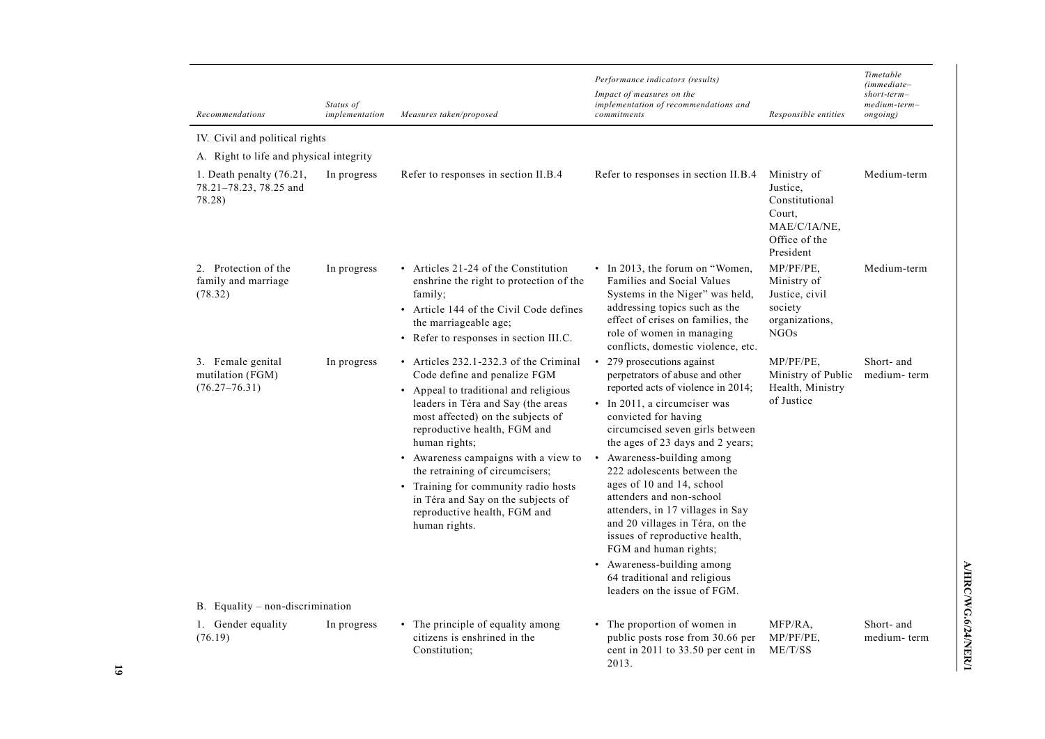| Recommendations | Status of implementation | Measures taken/proposed | Performance indicators (results)<br>Impact of measures on the implementation of recommendations and commitments | Responsible entities | Timetable (immediate–short-term–medium-term–ongoing) |
|---|---|---|---|---|---|
| IV. Civil and political rights | | | | | |
| A. Right to life and physical integrity | | | | | |
| 1. Death penalty (76.21, 78.21–78.23, 78.25 and 78.28) | In progress | Refer to responses in section II.B.4 | Refer to responses in section II.B.4 | Ministry of Justice, Constitutional Court, MAE/C/IA/NE, Office of the President | Medium-term |
| 2. Protection of the family and marriage (78.32) | In progress | • Articles 21-24 of the Constitution enshrine the right to protection of the family;<br>• Article 144 of the Civil Code defines the marriageable age;<br>• Refer to responses in section III.C. | • In 2013, the forum on "Women, Families and Social Values Systems in the Niger" was held, addressing topics such as the effect of crises on families, the role of women in managing conflicts, domestic violence, etc. | MP/PF/PE, Ministry of Justice, civil society organizations, NGOs | Medium-term |
| 3. Female genital mutilation (FGM) (76.27–76.31) | In progress | • Articles 232.1-232.3 of the Criminal Code define and penalize FGM<br>• Appeal to traditional and religious leaders in Téra and Say (the areas most affected) on the subjects of reproductive health, FGM and human rights;<br>• Awareness campaigns with a view to the retraining of circumcisers;<br>• Training for community radio hosts in Téra and Say on the subjects of reproductive health, FGM and human rights. | • 279 prosecutions against perpetrators of abuse and other reported acts of violence in 2014;<br>• In 2011, a circumciser was convicted for having circumcised seven girls between the ages of 23 days and 2 years;<br>• Awareness-building among 222 adolescents between the ages of 10 and 14, school attenders and non-school attenders, in 17 villages in Say and 20 villages in Téra, on the issues of reproductive health, FGM and human rights;<br>• Awareness-building among 64 traditional and religious leaders on the issue of FGM. | MP/PF/PE, Ministry of Public Health, Ministry of Justice | Short- and medium- term |
| B. Equality – non-discrimination | | | | | |
| 1. Gender equality (76.19) | In progress | • The principle of equality among citizens is enshrined in the Constitution; | • The proportion of women in public posts rose from 30.66 per cent in 2011 to 33.50 per cent in 2013. | MFP/RA, MP/PF/PE, ME/T/SS | Short- and medium- term |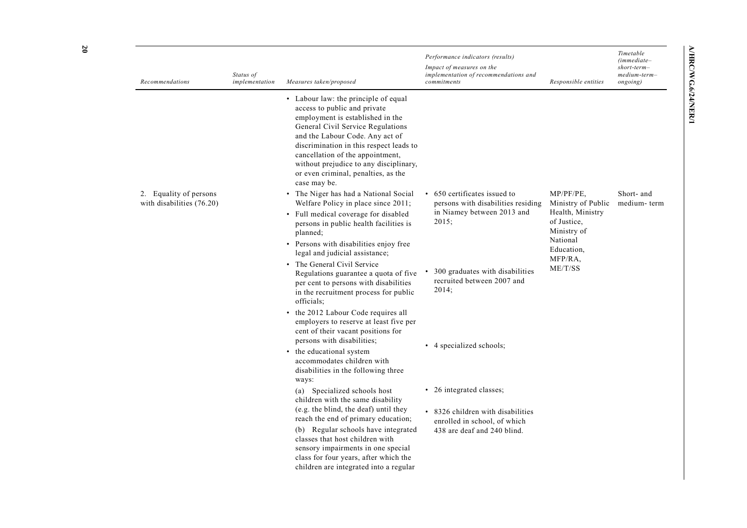| Recommendations | Status of implementation | Measures taken/proposed | Performance indicators (results) Impact of measures on the implementation of recommendations and commitments | Responsible entities | Timetable (immediate–short-term–medium-term–ongoing) |
|---|---|---|---|---|---|
| | | • Labour law: the principle of equal access to public and private employment is established in the General Civil Service Regulations and the Labour Code. Any act of discrimination in this respect leads to cancellation of the appointment, without prejudice to any disciplinary, or even criminal, penalties, as the case may be. | | | |
| 2. Equality of persons with disabilities (76.20) | | • The Niger has had a National Social Welfare Policy in place since 2011;<br>• Full medical coverage for disabled persons in public health facilities is planned;<br>• Persons with disabilities enjoy free legal and judicial assistance;<br>• The General Civil Service Regulations guarantee a quota of five per cent to persons with disabilities in the recruitment process for public officials;<br>• the 2012 Labour Code requires all employers to reserve at least five per cent of their vacant positions for persons with disabilities;<br>• the educational system accommodates children with disabilities in the following three ways:<br>(a) Specialized schools host children with the same disability (e.g. the blind, the deaf) until they reach the end of primary education;<br>(b) Regular schools have integrated classes that host children with sensory impairments in one special class for four years, after which the children are integrated into a regular | • 650 certificates issued to persons with disabilities residing in Niamey between 2013 and 2015;<br>• 300 graduates with disabilities recruited between 2007 and 2014;<br>• 4 specialized schools;<br>• 26 integrated classes;<br>• 8326 children with disabilities enrolled in school, of which 438 are deaf and 240 blind. | MP/PF/PE, Ministry of Public Health, Ministry of Justice, Ministry of National Education, MFP/RA, ME/T/SS | Short- and medium- term |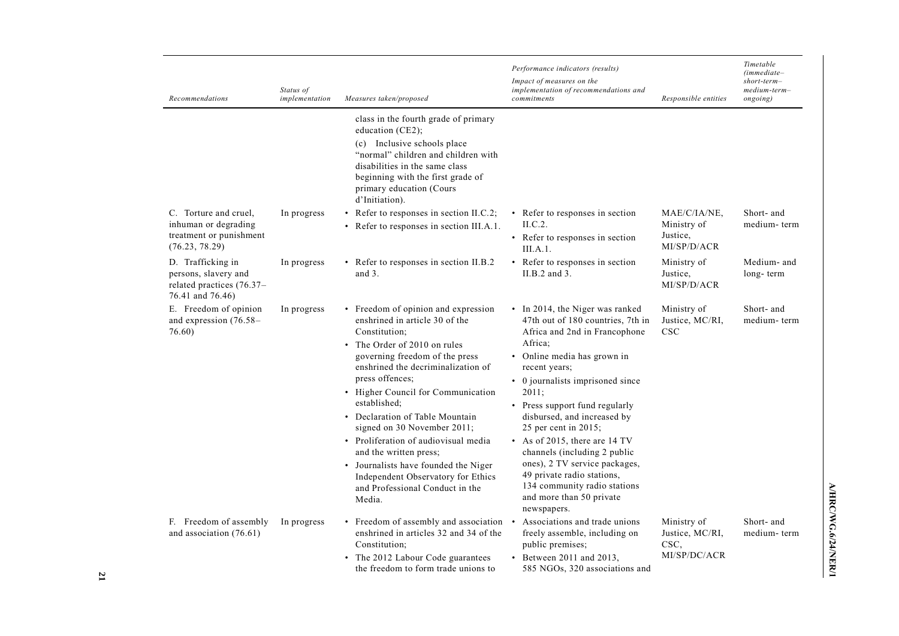| Recommendations | Status of implementation | Measures taken/proposed | Performance indicators (results) Impact of measures on the implementation of recommendations and commitments | Responsible entities | Timetable (immediate–short-term–medium-term–ongoing) |
|---|---|---|---|---|---|
| | | class in the fourth grade of primary education (CE2); (c) Inclusive schools place "normal" children and children with disabilities in the same class beginning with the first grade of primary education (Cours d'Initiation). | | | |
| C. Torture and cruel, inhuman or degrading treatment or punishment (76.23, 78.29) | In progress | • Refer to responses in section II.C.2; • Refer to responses in section III.A.1. | • Refer to responses in section II.C.2. • Refer to responses in section III.A.1. | MAE/C/IA/NE, Ministry of Justice, MI/SP/D/ACR | Short- and medium- term |
| D. Trafficking in persons, slavery and related practices (76.37–76.41 and 76.46) | In progress | • Refer to responses in section II.B.2 and 3. | • Refer to responses in section II.B.2 and 3. | Ministry of Justice, MI/SP/D/ACR | Medium- and long- term |
| E. Freedom of opinion and expression (76.58–76.60) | In progress | • Freedom of opinion and expression enshrined in article 30 of the Constitution; • The Order of 2010 on rules governing freedom of the press enshrined the decriminalization of press offences; • Higher Council for Communication established; • Declaration of Table Mountain signed on 30 November 2011; • Proliferation of audiovisual media and the written press; • Journalists have founded the Niger Independent Observatory for Ethics and Professional Conduct in the Media. | • In 2014, the Niger was ranked 47th out of 180 countries, 7th in Africa and 2nd in Francophone Africa; • Online media has grown in recent years; • 0 journalists imprisoned since 2011; • Press support fund regularly disbursed, and increased by 25 per cent in 2015; • As of 2015, there are 14 TV channels (including 2 public ones), 2 TV service packages, 49 private radio stations, 134 community radio stations and more than 50 private newspapers. | Ministry of Justice, MC/RI, CSC | Short- and medium- term |
| F. Freedom of assembly and association (76.61) | In progress | • Freedom of assembly and association enshrined in articles 32 and 34 of the Constitution; • The 2012 Labour Code guarantees the freedom to form trade unions to | • Associations and trade unions freely assemble, including on public premises; • Between 2011 and 2013, 585 NGOs, 320 associations and | Ministry of Justice, MC/RI, CSC, MI/SP/DC/ACR | Short- and medium- term |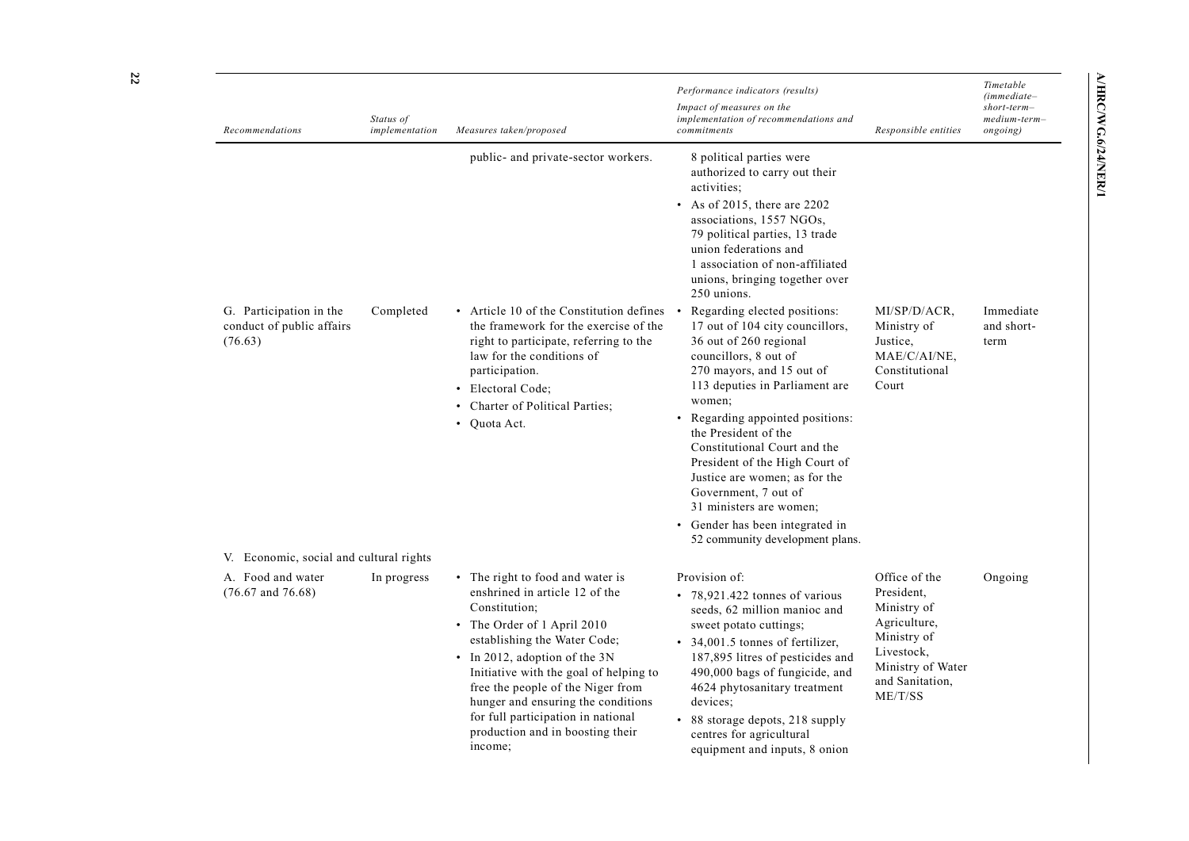| Recommendations | Status of implementation | Measures taken/proposed | Performance indicators (results) Impact of measures on the implementation of recommendations and commitments | Responsible entities | Timetable (immediate– short-term– medium-term– ongoing) |
|---|---|---|---|---|---|
| | | public- and private-sector workers. | 8 political parties were authorized to carry out their activities;<br>• As of 2015, there are 2202 associations, 1557 NGOs, 79 political parties, 13 trade union federations and 1 association of non-affiliated unions, bringing together over 250 unions. | | |
| G. Participation in the conduct of public affairs (76.63) | Completed | • Article 10 of the Constitution defines the framework for the exercise of the right to participate, referring to the law for the conditions of participation.<br>• Electoral Code;<br>• Charter of Political Parties;<br>• Quota Act. | • Regarding elected positions: 17 out of 104 city councillors, 36 out of 260 regional councillors, 8 out of 270 mayors, and 15 out of 113 deputies in Parliament are women;<br>• Regarding appointed positions: the President of the Constitutional Court and the President of the High Court of Justice are women; as for the Government, 7 out of 31 ministers are women;<br>• Gender has been integrated in 52 community development plans. | MI/SP/D/ACR, Ministry of Justice, MAE/C/AI/NE, Constitutional Court | Immediate and short-term |
| V. Economic, social and cultural rights | | | | | |
| A. Food and water (76.67 and 76.68) | In progress | • The right to food and water is enshrined in article 12 of the Constitution;<br>• The Order of 1 April 2010 establishing the Water Code;<br>• In 2012, adoption of the 3N Initiative with the goal of helping to free the people of the Niger from hunger and ensuring the conditions for full participation in national production and in boosting their income; | Provision of:<br>• 78,921.422 tonnes of various seeds, 62 million manioc and sweet potato cuttings;<br>• 34,001.5 tonnes of fertilizer, 187,895 litres of pesticides and 490,000 bags of fungicide, and 4624 phytosanitary treatment devices;<br>• 88 storage depots, 218 supply centres for agricultural equipment and inputs, 8 onion | Office of the President, Ministry of Agriculture, Ministry of Livestock, Ministry of Water and Sanitation, ME/T/SS | Ongoing |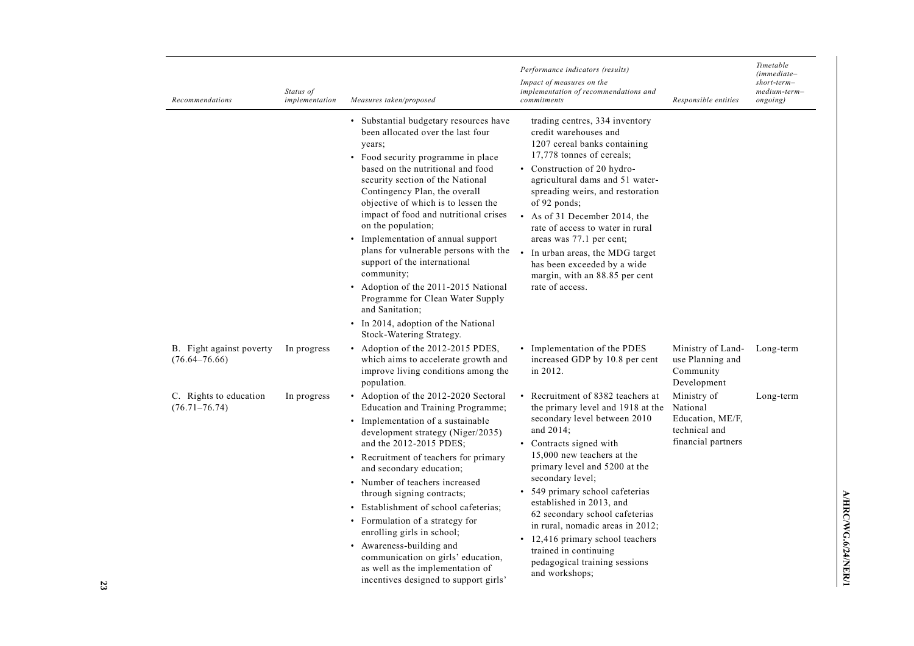| Recommendations | Status of implementation | Measures taken/proposed | Performance indicators (results) Impact of measures on the implementation of recommendations and commitments | Responsible entities | Timetable (immediate–short-term–medium-term–ongoing) |
|---|---|---|---|---|---|
| | | • Substantial budgetary resources have been allocated over the last four years; • Food security programme in place based on the nutritional and food security section of the National Contingency Plan, the overall objective of which is to lessen the impact of food and nutritional crises on the population; • Implementation of annual support plans for vulnerable persons with the support of the international community; • Adoption of the 2011-2015 National Programme for Clean Water Supply and Sanitation; • In 2014, adoption of the National Stock-Watering Strategy. | trading centres, 334 inventory credit warehouses and 1207 cereal banks containing 17,778 tonnes of cereals; • Construction of 20 hydro-agricultural dams and 51 water-spreading weirs, and restoration of 92 ponds; • As of 31 December 2014, the rate of access to water in rural areas was 77.1 per cent; • In urban areas, the MDG target has been exceeded by a wide margin, with an 88.85 per cent rate of access. | | |
| B. Fight against poverty (76.64–76.66) | In progress | • Adoption of the 2012-2015 PDES, which aims to accelerate growth and improve living conditions among the population. | • Implementation of the PDES increased GDP by 10.8 per cent in 2012. | Ministry of Land-use Planning and Community Development | Long-term |
| C. Rights to education (76.71–76.74) | In progress | • Adoption of the 2012-2020 Sectoral Education and Training Programme; • Implementation of a sustainable development strategy (Niger/2035) and the 2012-2015 PDES; • Recruitment of teachers for primary and secondary education; • Number of teachers increased through signing contracts; • Establishment of school cafeterias; • Formulation of a strategy for enrolling girls in school; • Awareness-building and communication on girls' education, as well as the implementation of incentives designed to support girls' | • Recruitment of 8382 teachers at the primary level and 1918 at the secondary level between 2010 and 2014; • Contracts signed with 15,000 new teachers at the primary level and 5200 at the secondary level; • 549 primary school cafeterias established in 2013, and 62 secondary school cafeterias in rural, nomadic areas in 2012; • 12,416 primary school teachers trained in continuing pedagogical training sessions and workshops; | Ministry of National Education, ME/F, technical and financial partners | Long-term |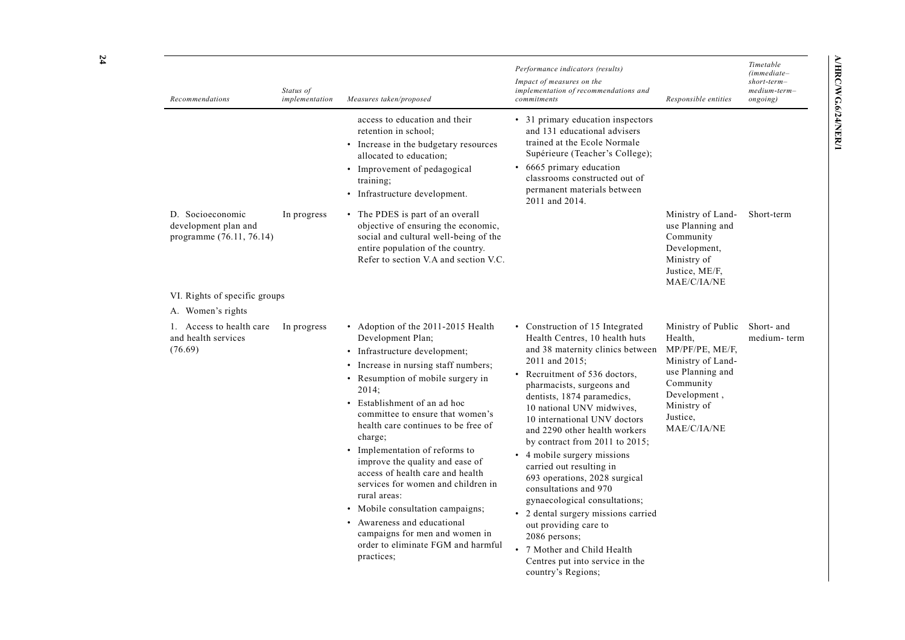| Recommendations | Status of implementation | Measures taken/proposed | Performance indicators (results) Impact of measures on the implementation of recommendations and commitments | Responsible entities | Timetable (immediate–short-term–medium-term–ongoing) |
|---|---|---|---|---|---|
| | | access to education and their retention in school; • Increase in the budgetary resources allocated to education; • Improvement of pedagogical training; • Infrastructure development. | • 31 primary education inspectors and 131 educational advisers trained at the Ecole Normale Supérieure (Teacher's College); • 6665 primary education classrooms constructed out of permanent materials between 2011 and 2014. | | |
| D. Socioeconomic development plan and programme (76.11, 76.14) | In progress | • The PDES is part of an overall objective of ensuring the economic, social and cultural well-being of the entire population of the country. Refer to section V.A and section V.C. | | Ministry of Land-use Planning and Community Development, Ministry of Justice, ME/F, MAE/C/IA/NE | Short-term |
| VI. Rights of specific groups | | | | | |
| A. Women's rights | | | | | |
| 1. Access to health care and health services (76.69) | In progress | • Adoption of the 2011-2015 Health Development Plan; • Infrastructure development; • Increase in nursing staff numbers; • Resumption of mobile surgery in 2014; • Establishment of an ad hoc committee to ensure that women's health care continues to be free of charge; • Implementation of reforms to improve the quality and ease of access of health care and health services for women and children in rural areas: • Mobile consultation campaigns; • Awareness and educational campaigns for men and women in order to eliminate FGM and harmful practices; | • Construction of 15 Integrated Health Centres, 10 health huts and 38 maternity clinics between 2011 and 2015; • Recruitment of 536 doctors, pharmacists, surgeons and dentists, 1874 paramedics, 10 national UNV midwives, 10 international UNV doctors and 2290 other health workers by contract from 2011 to 2015; • 4 mobile surgery missions carried out resulting in 693 operations, 2028 surgical consultations and 970 gynaecological consultations; • 2 dental surgery missions carried out providing care to 2086 persons; • 7 Mother and Child Health Centres put into service in the country's Regions; | Ministry of Public Health, MP/PF/PE, ME/F, Ministry of Land-use Planning and Community Development , Ministry of Justice, MAE/C/IA/NE | Short- and medium- term |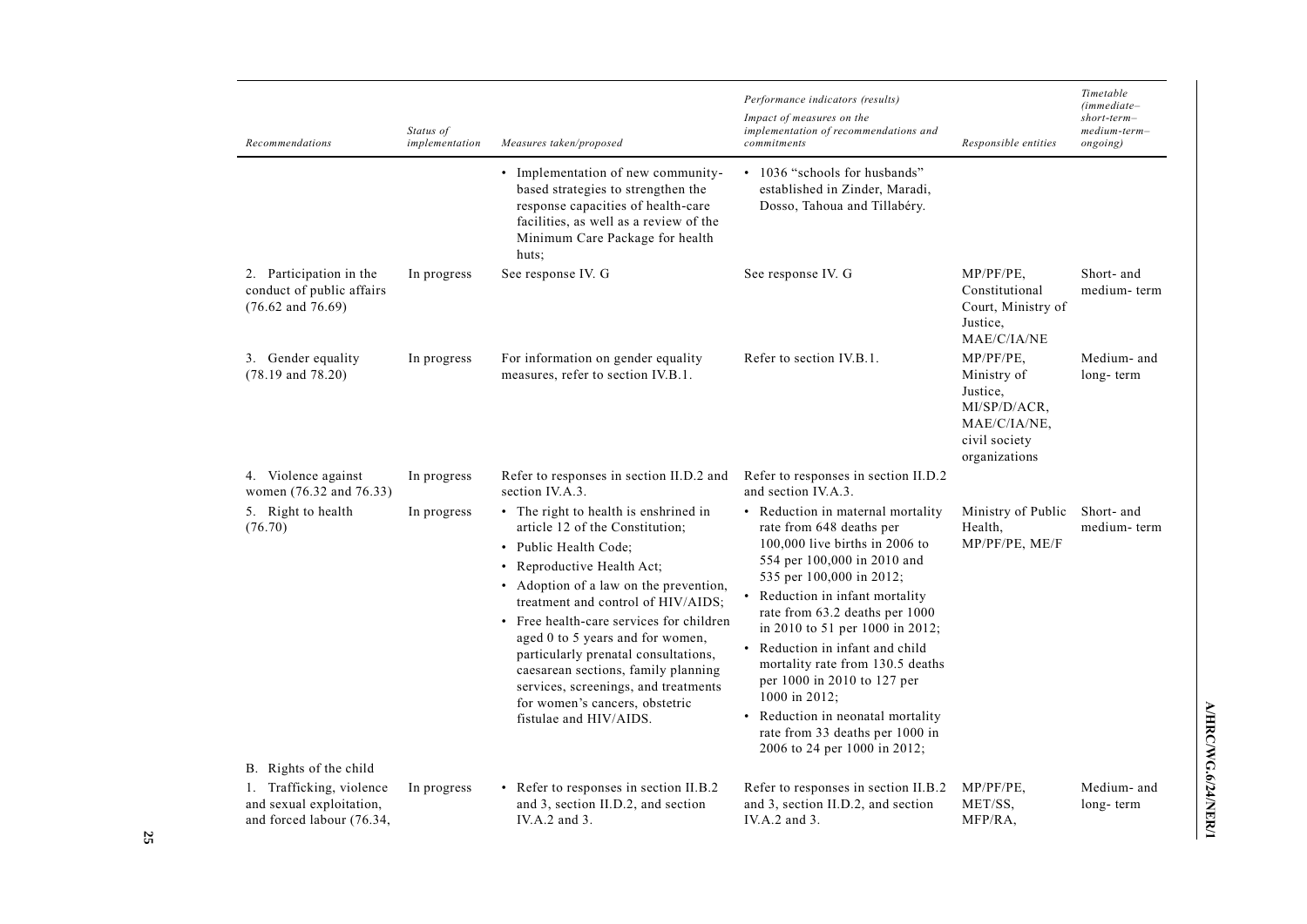| Recommendations | Status of implementation | Measures taken/proposed | Performance indicators (results) Impact of measures on the implementation of recommendations and commitments | Responsible entities | Timetable (immediate–short-term–medium-term–ongoing) |
|---|---|---|---|---|---|
| | | • Implementation of new community-based strategies to strengthen the response capacities of health-care facilities, as well as a review of the Minimum Care Package for health huts; | • 1036 "schools for husbands" established in Zinder, Maradi, Dosso, Tahoua and Tillabéry. | | |
| 2. Participation in the conduct of public affairs (76.62 and 76.69) | In progress | See response IV. G | See response IV. G | MP/PF/PE, Constitutional Court, Ministry of Justice, MAE/C/IA/NE | Short- and medium- term |
| 3. Gender equality (78.19 and 78.20) | In progress | For information on gender equality measures, refer to section IV.B.1. | Refer to section IV.B.1. | MP/PF/PE, Ministry of Justice, MI/SP/D/ACR, MAE/C/IA/NE, civil society organizations | Medium- and long- term |
| 4. Violence against women (76.32 and 76.33) | In progress | Refer to responses in section II.D.2 and section IV.A.3. | Refer to responses in section II.D.2 and section IV.A.3. | | |
| 5. Right to health (76.70) | In progress | • The right to health is enshrined in article 12 of the Constitution;<br>• Public Health Code;<br>• Reproductive Health Act;<br>• Adoption of a law on the prevention, treatment and control of HIV/AIDS;<br>• Free health-care services for children aged 0 to 5 years and for women, particularly prenatal consultations, caesarean sections, family planning services, screenings, and treatments for women's cancers, obstetric fistulae and HIV/AIDS. | • Reduction in maternal mortality rate from 648 deaths per 100,000 live births in 2006 to 554 per 100,000 in 2010 and 535 per 100,000 in 2012;<br>• Reduction in infant mortality rate from 63.2 deaths per 1000 in 2010 to 51 per 1000 in 2012;<br>• Reduction in infant and child mortality rate from 130.5 deaths per 1000 in 2010 to 127 per 1000 in 2012;<br>• Reduction in neonatal mortality rate from 33 deaths per 1000 in 2006 to 24 per 1000 in 2012; | Ministry of Public Health, MP/PF/PE, ME/F | Short- and medium- term |
| B. Rights of the child | | | | | |
| 1. Trafficking, violence and sexual exploitation, and forced labour (76.34, | In progress | • Refer to responses in section II.B.2 and 3, section II.D.2, and section IV.A.2 and 3. | Refer to responses in section II.B.2 and 3, section II.D.2, and section IV.A.2 and 3. | MP/PF/PE, MET/SS, MFP/RA, | Medium- and long- term |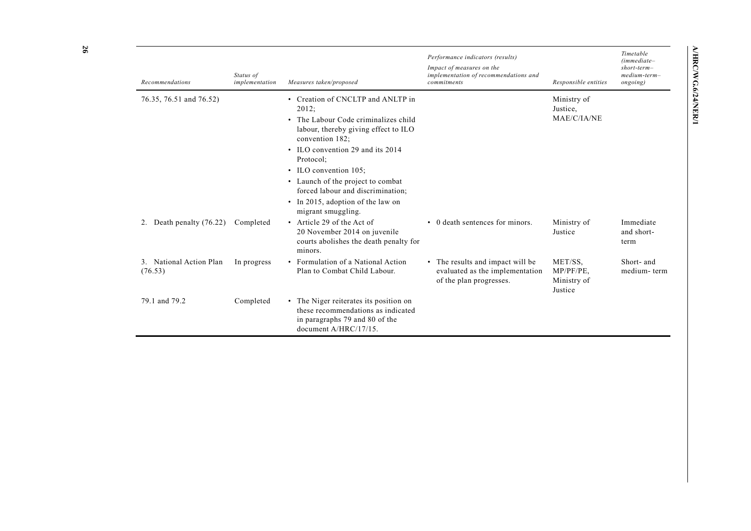| *Recommendations* | *Status of implementation* | *Measures taken/proposed* | *Performance indicators (results)* <br> *Impact of measures on the implementation of recommendations and commitments* | *Responsible entities* | *Timetable (immediate–short-term–medium-term–ongoing)* |
|---|---|---|---|---|---|
| 76.35, 76.51 and 76.52) | | • Creation of CNCLTP and ANLTP in 2012; <br> • The Labour Code criminalizes child labour, thereby giving effect to ILO convention 182; <br> • ILO convention 29 and its 2014 Protocol; <br> • ILO convention 105; <br> • Launch of the project to combat forced labour and discrimination; <br> • In 2015, adoption of the law on migrant smuggling. | | Ministry of Justice, MAE/C/IA/NE | |
| 2. Death penalty (76.22) | Completed | • Article 29 of the Act of 20 November 2014 on juvenile courts abolishes the death penalty for minors. | • 0 death sentences for minors. | Ministry of Justice | Immediate and short-term |
| 3. National Action Plan (76.53) | In progress | • Formulation of a National Action Plan to Combat Child Labour. | • The results and impact will be evaluated as the implementation of the plan progresses. | MET/SS, MP/PF/PE, Ministry of Justice | Short- and medium- term |
| 79.1 and 79.2 | Completed | • The Niger reiterates its position on these recommendations as indicated in paragraphs 79 and 80 of the document A/HRC/17/15. | | | |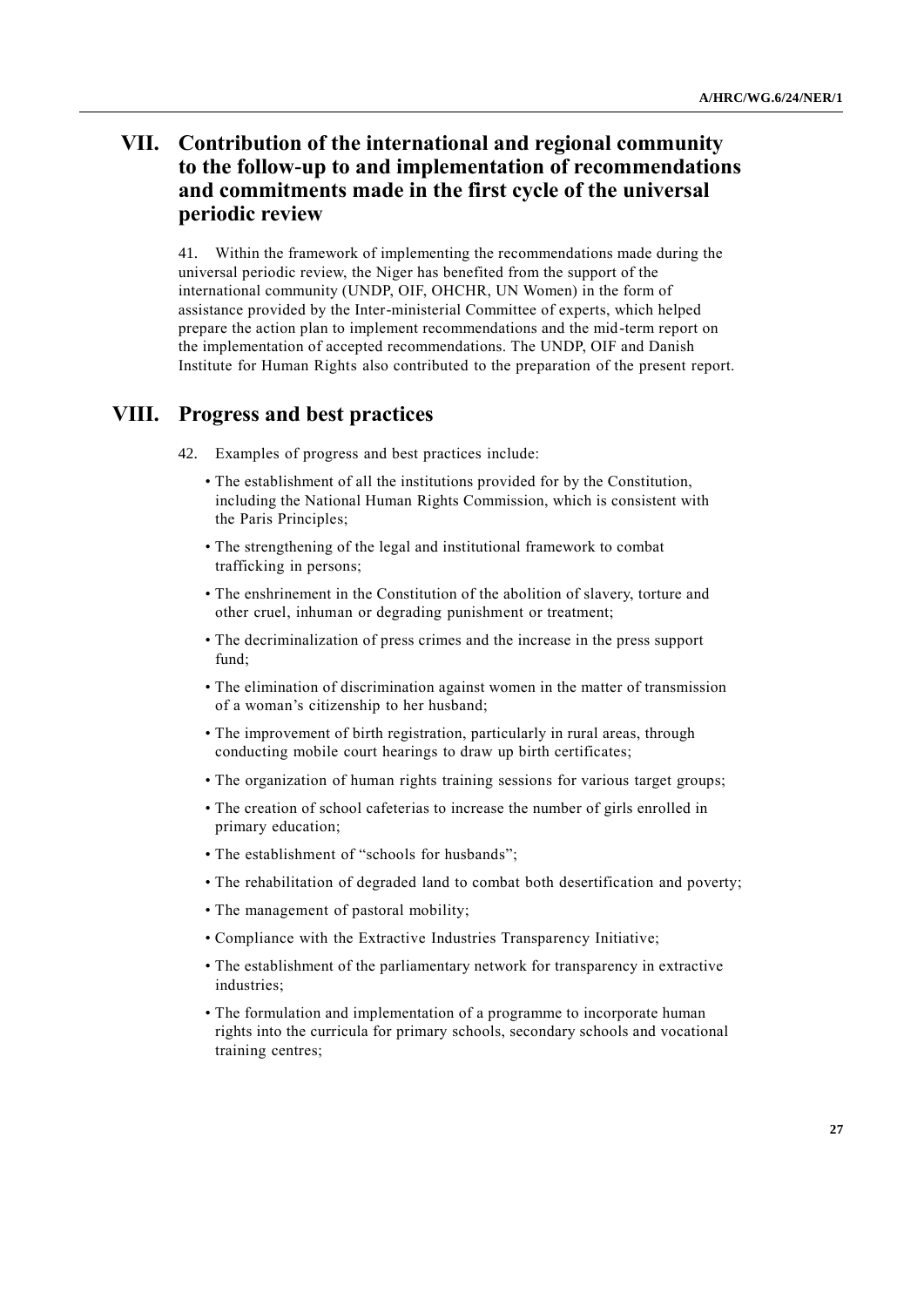# VII. Contribution of the international and regional community to the follow-up to and implementation of recommendations and commitments made in the first cycle of the universal periodic review

41. Within the framework of implementing the recommendations made during the universal periodic review, the Niger has benefited from the support of the international community (UNDP, OIF, OHCHR, UN Women) in the form of assistance provided by the Inter-ministerial Committee of experts, which helped prepare the action plan to implement recommendations and the mid-term report on the implementation of accepted recommendations. The UNDP, OIF and Danish Institute for Human Rights also contributed to the preparation of the present report.

# VIII. Progress and best practices

42. Examples of progress and best practices include:

- The establishment of all the institutions provided for by the Constitution, including the National Human Rights Commission, which is consistent with the Paris Principles;
- The strengthening of the legal and institutional framework to combat trafficking in persons;
- The enshrinement in the Constitution of the abolition of slavery, torture and other cruel, inhuman or degrading punishment or treatment;
- The decriminalization of press crimes and the increase in the press support fund;
- The elimination of discrimination against women in the matter of transmission of a woman's citizenship to her husband;
- The improvement of birth registration, particularly in rural areas, through conducting mobile court hearings to draw up birth certificates;
- The organization of human rights training sessions for various target groups;
- The creation of school cafeterias to increase the number of girls enrolled in primary education;
- The establishment of "schools for husbands";
- The rehabilitation of degraded land to combat both desertification and poverty;
- The management of pastoral mobility;
- Compliance with the Extractive Industries Transparency Initiative;
- The establishment of the parliamentary network for transparency in extractive industries;
- The formulation and implementation of a programme to incorporate human rights into the curricula for primary schools, secondary schools and vocational training centres;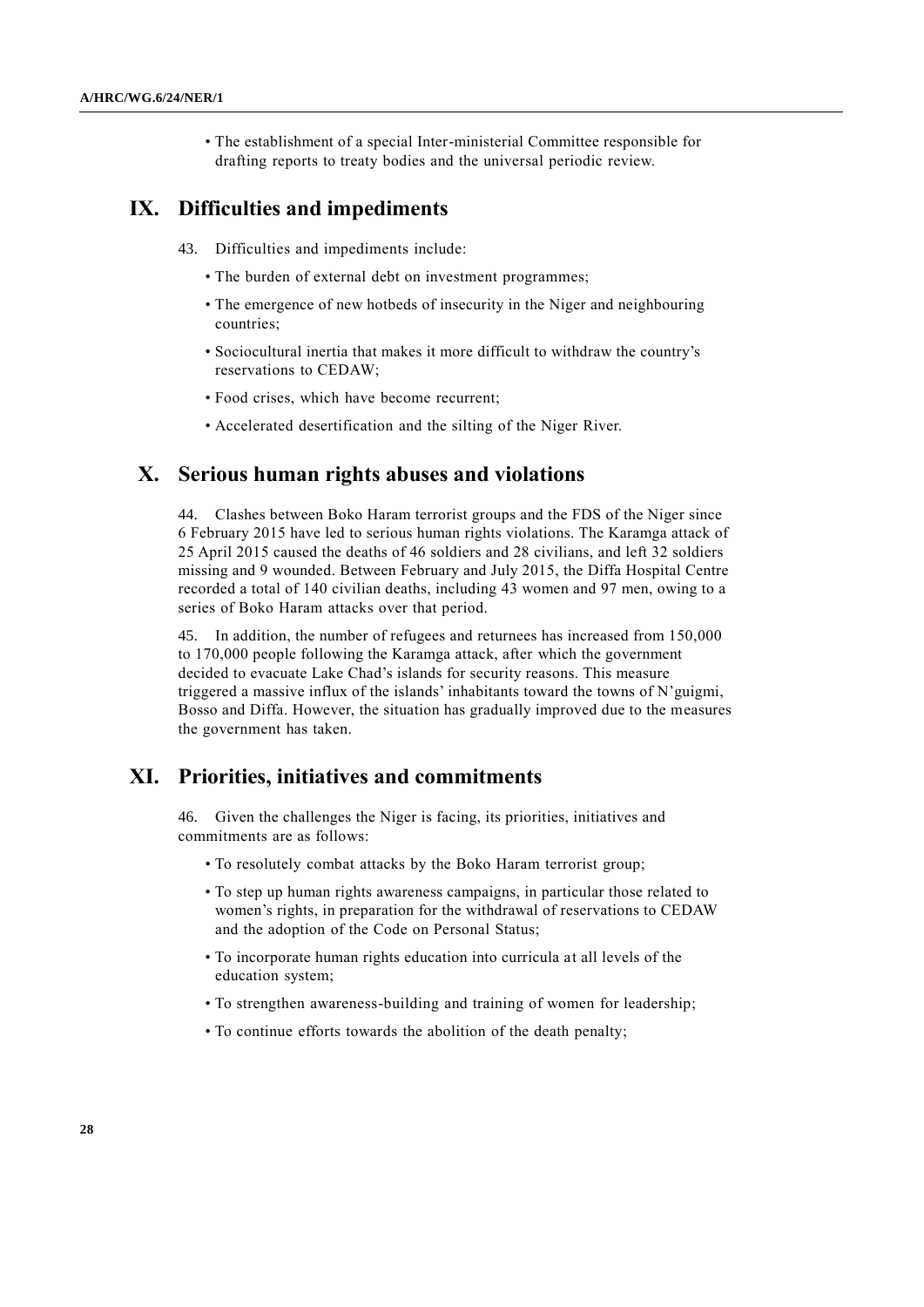- The establishment of a special Inter-ministerial Committee responsible for drafting reports to treaty bodies and the universal periodic review.

## IX. Difficulties and impediments

43. Difficulties and impediments include:

- The burden of external debt on investment programmes;
- The emergence of new hotbeds of insecurity in the Niger and neighbouring countries;
- Sociocultural inertia that makes it more difficult to withdraw the country's reservations to CEDAW;
- Food crises, which have become recurrent;
- Accelerated desertification and the silting of the Niger River.

## X. Serious human rights abuses and violations

44. Clashes between Boko Haram terrorist groups and the FDS of the Niger since 6 February 2015 have led to serious human rights violations. The Karamga attack of 25 April 2015 caused the deaths of 46 soldiers and 28 civilians, and left 32 soldiers missing and 9 wounded. Between February and July 2015, the Diffa Hospital Centre recorded a total of 140 civilian deaths, including 43 women and 97 men, owing to a series of Boko Haram attacks over that period.

45. In addition, the number of refugees and returnees has increased from 150,000 to 170,000 people following the Karamga attack, after which the government decided to evacuate Lake Chad's islands for security reasons. This measure triggered a massive influx of the islands' inhabitants toward the towns of N'guigmi, Bosso and Diffa. However, the situation has gradually improved due to the measures the government has taken.

## XI. Priorities, initiatives and commitments

46. Given the challenges the Niger is facing, its priorities, initiatives and commitments are as follows:

- To resolutely combat attacks by the Boko Haram terrorist group;
- To step up human rights awareness campaigns, in particular those related to women's rights, in preparation for the withdrawal of reservations to CEDAW and the adoption of the Code on Personal Status;
- To incorporate human rights education into curricula at all levels of the education system;
- To strengthen awareness-building and training of women for leadership;
- To continue efforts towards the abolition of the death penalty;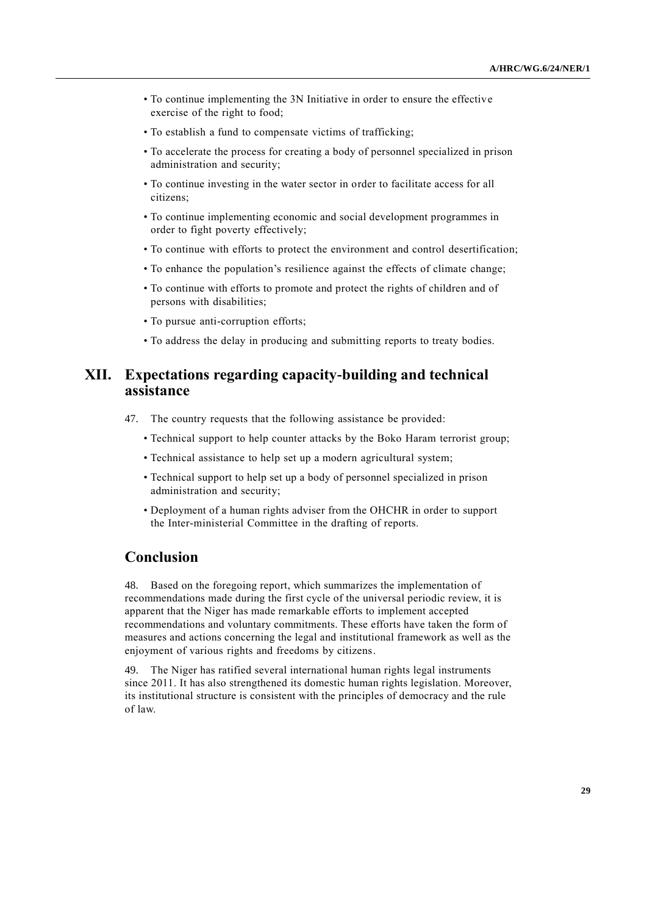- To continue implementing the 3N Initiative in order to ensure the effective exercise of the right to food;
- To establish a fund to compensate victims of trafficking;
- To accelerate the process for creating a body of personnel specialized in prison administration and security;
- To continue investing in the water sector in order to facilitate access for all citizens;
- To continue implementing economic and social development programmes in order to fight poverty effectively;
- To continue with efforts to protect the environment and control desertification;
- To enhance the population's resilience against the effects of climate change;
- To continue with efforts to promote and protect the rights of children and of persons with disabilities;
- To pursue anti-corruption efforts;
- To address the delay in producing and submitting reports to treaty bodies.

## XII. Expectations regarding capacity-building and technical assistance

47. The country requests that the following assistance be provided:

- Technical support to help counter attacks by the Boko Haram terrorist group;
- Technical assistance to help set up a modern agricultural system;
- Technical support to help set up a body of personnel specialized in prison administration and security;
- Deployment of a human rights adviser from the OHCHR in order to support the Inter-ministerial Committee in the drafting of reports.

## Conclusion

48. Based on the foregoing report, which summarizes the implementation of recommendations made during the first cycle of the universal periodic review, it is apparent that the Niger has made remarkable efforts to implement accepted recommendations and voluntary commitments. These efforts have taken the form of measures and actions concerning the legal and institutional framework as well as the enjoyment of various rights and freedoms by citizens.

49. The Niger has ratified several international human rights legal instruments since 2011. It has also strengthened its domestic human rights legislation. Moreover, its institutional structure is consistent with the principles of democracy and the rule of law.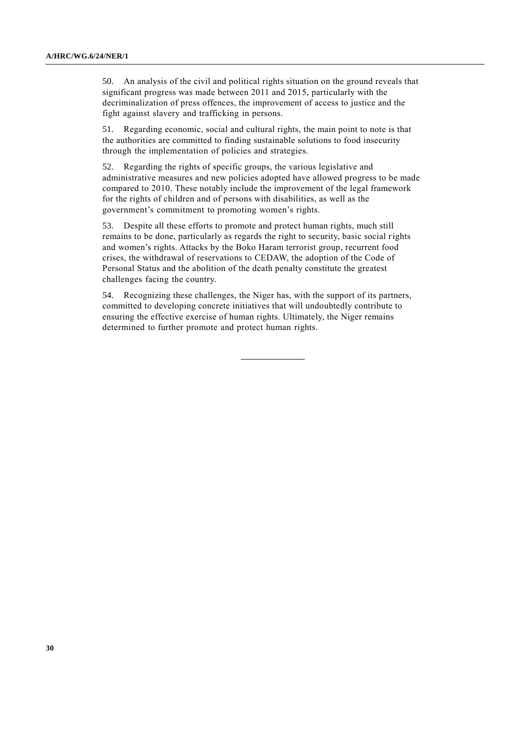50. An analysis of the civil and political rights situation on the ground reveals that significant progress was made between 2011 and 2015, particularly with the decriminalization of press offences, the improvement of access to justice and the fight against slavery and trafficking in persons.

51. Regarding economic, social and cultural rights, the main point to note is that the authorities are committed to finding sustainable solutions to food insecurity through the implementation of policies and strategies.

52. Regarding the rights of specific groups, the various legislative and administrative measures and new policies adopted have allowed progress to be made compared to 2010. These notably include the improvement of the legal framework for the rights of children and of persons with disabilities, as well as the government's commitment to promoting women's rights.

53. Despite all these efforts to promote and protect human rights, much still remains to be done, particularly as regards the right to security, basic social rights and women's rights. Attacks by the Boko Haram terrorist group, recurrent food crises, the withdrawal of reservations to CEDAW, the adoption of the Code of Personal Status and the abolition of the death penalty constitute the greatest challenges facing the country.

54. Recognizing these challenges, the Niger has, with the support of its partners, committed to developing concrete initiatives that will undoubtedly contribute to ensuring the effective exercise of human rights. Ultimately, the Niger remains determined to further promote and protect human rights.